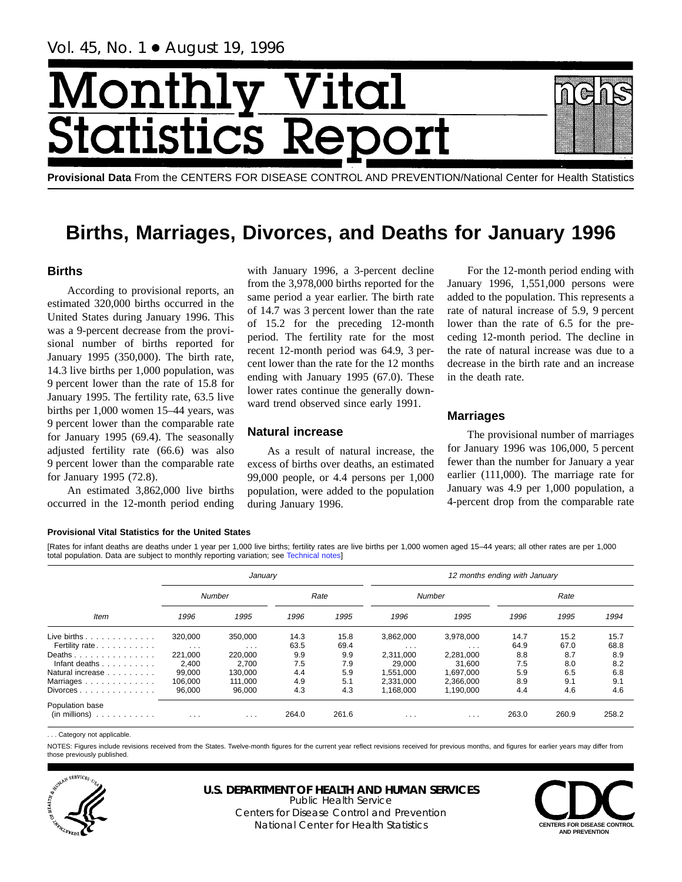Vol. 45, No. 1 • August 19, 1996

# Monthly Vital Statistics Report

**Provisional Data** From the CENTERS FOR DISEASE CONTROL AND PREVENTION/National Center for Health Statistics

# Births, Marriages, Divorces, and Deaths for January 1996

## Births

According to provisional reports, an estimated 320,000 births occurred in the United States during January 1996. This was a 9-percent decrease from the provisional number of births reported for January 1995 (350,000). The birth rate, 14.3 live births per 1,000 population, was 9 percent lower than the rate of 15.8 for January 1995. The fertility rate, 63.5 live births per 1,000 women 15–44 years, was 9 percent lower than the comparable rate for January 1995 (69.4). The seasonally adjusted fertility rate (66.6) was also 9 percent lower than the comparable rate for January 1995 (72.8).

An estimated 3,862,000 live births occurred in the 12-month period ending with January 1996, a 3-percent decline from the 3,978,000 births reported for the same period a year earlier. The birth rate of 14.7 was 3 percent lower than the rate of 15.2 for the preceding 12-month period. The fertility rate for the most recent 12-month period was 64.9, 3 percent lower than the rate for the 12 months ending with January 1995 (67.0). These lower rates continue the generally downward trend observed since early 1991.

## Natural increase

As a result of natural increase, the excess of births over deaths, an estimated 99,000 people, or 4.4 persons per 1,000 population, were added to the population during January 1996.

For the 12-month period ending with January 1996, 1,551,000 persons were added to the population. This represents a rate of natural increase of 5.9, 9 percent lower than the rate of 6.5 for the preceding 12-month period. The decline in the rate of natural increase was due to a decrease in the birth rate and an increase in the death rate.

## Marriages

The provisional number of marriages for January 1996 was 106,000, 5 percent fewer than the number for January a year earlier (111,000). The marriage rate for January was 4.9 per 1,000 population, a 4-percent drop from the comparable rate

**Provisional Vital Statistics for the United States**

[Rates for infant deaths are deaths under 1 year per 1,000 live births; fertility rates are live births per 1,000 women aged 15–44 years; all other rates are per 1,000 total population. Data are subject to monthly reporting variation; see Technical notes]

| Item | *January* | | | | *12 months ending with January* | | | | |
|---|---|---|---|---|---|---|---|---|---|
| | *Number* | | *Rate* | | *Number* | | *Rate* | | |
| | *1996* | *1995* | *1996* | *1995* | *1996* | *1995* | *1996* | *1995* | *1994* |
| Live births | 320,000 | 350,000 | 14.3 | 15.8 | 3,862,000 | 3,978,000 | 14.7 | 15.2 | 15.7 |
| Fertility rate | . . . | . . . | 63.5 | 69.4 | . . . | . . . | 64.9 | 67.0 | 68.8 |
| Deaths | 221,000 | 220,000 | 9.9 | 9.9 | 2,311,000 | 2,281,000 | 8.8 | 8.7 | 8.9 |
| Infant deaths | 2,400 | 2,700 | 7.5 | 7.9 | 29,000 | 31,600 | 7.5 | 8.0 | 8.2 |
| Natural increase | 99,000 | 130,000 | 4.4 | 5.9 | 1,551,000 | 1,697,000 | 5.9 | 6.5 | 6.8 |
| Marriages | 106,000 | 111,000 | 4.9 | 5.1 | 2,331,000 | 2,366,000 | 8.9 | 9.1 | 9.1 |
| Divorces | 96,000 | 96,000 | 4.3 | 4.3 | 1,168,000 | 1,190,000 | 4.4 | 4.6 | 4.6 |
| Population base (in millions) | . . . | . . . | 264.0 | 261.6 | . . . | . . . | 263.0 | 260.9 | 258.2 |

. . . Category not applicable.

NOTES: Figures include revisions received from the States. Twelve-month figures for the current year reflect revisions received for previous months, and figures for earlier years may differ from those previously published.

**U.S. DEPARTMENT OF HEALTH AND HUMAN SERVICES**
Public Health Service
Centers for Disease Control and Prevention
National Center for Health Statistics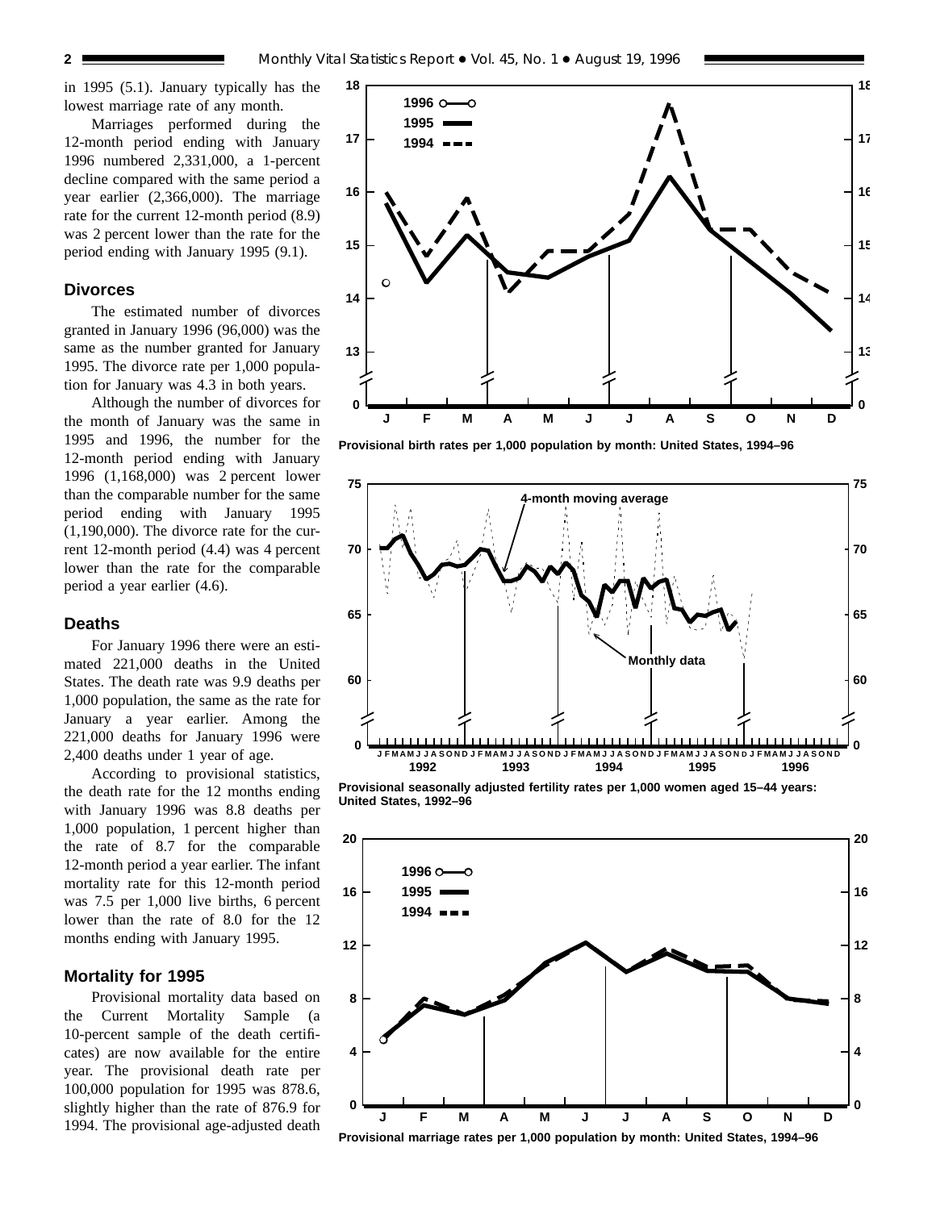in 1995 (5.1). January typically has the lowest marriage rate of any month.

Marriages performed during the 12-month period ending with January 1996 numbered 2,331,000, a 1-percent decline compared with the same period a year earlier (2,366,000). The marriage rate for the current 12-month period (8.9) was 2 percent lower than the rate for the period ending with January 1995 (9.1).

## Divorces

The estimated number of divorces granted in January 1996 (96,000) was the same as the number granted for January 1995. The divorce rate per 1,000 population for January was 4.3 in both years.

Although the number of divorces for the month of January was the same in 1995 and 1996, the number for the 12-month period ending with January 1996 (1,168,000) was 2 percent lower than the comparable number for the same period ending with January 1995 (1,190,000). The divorce rate for the current 12-month period (4.4) was 4 percent lower than the rate for the comparable period a year earlier (4.6).

## Deaths

For January 1996 there were an estimated 221,000 deaths in the United States. The death rate was 9.9 deaths per 1,000 population, the same as the rate for January a year earlier. Among the 221,000 deaths for January 1996 were 2,400 deaths under 1 year of age.

According to provisional statistics, the death rate for the 12 months ending with January 1996 was 8.8 deaths per 1,000 population, 1 percent higher than the rate of 8.7 for the comparable 12-month period a year earlier. The infant mortality rate for this 12-month period was 7.5 per 1,000 live births, 6 percent lower than the rate of 8.0 for the 12 months ending with January 1995.

## Mortality for 1995

Provisional mortality data based on the Current Mortality Sample (a 10-percent sample of the death certificates) are now available for the entire year. The provisional death rate per 100,000 population for 1995 was 878.6, slightly higher than the rate of 876.9 for 1994. The provisional age-adjusted death

Provisional birth rates per 1,000 population by month: United States, 1994–96

Provisional seasonally adjusted fertility rates per 1,000 women aged 15–44 years: United States, 1992–96

Provisional marriage rates per 1,000 population by month: United States, 1994–96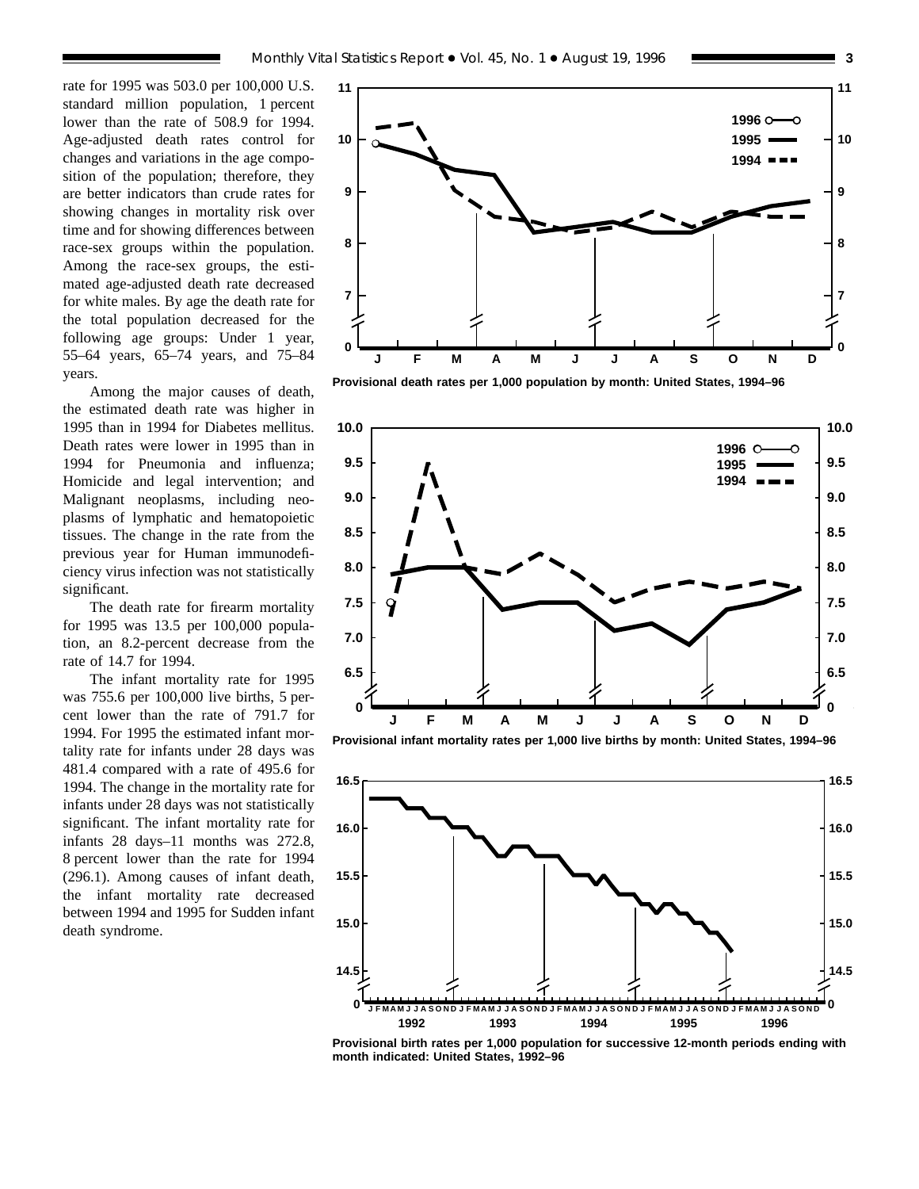rate for 1995 was 503.0 per 100,000 U.S. standard million population, 1 percent lower than the rate of 508.9 for 1994. Age-adjusted death rates control for changes and variations in the age composition of the population; therefore, they are better indicators than crude rates for showing changes in mortality risk over time and for showing differences between race-sex groups within the population. Among the race-sex groups, the estimated age-adjusted death rate decreased for white males. By age the death rate for the total population decreased for the following age groups: Under 1 year, 55–64 years, 65–74 years, and 75–84 years.

Among the major causes of death, the estimated death rate was higher in 1995 than in 1994 for Diabetes mellitus. Death rates were lower in 1995 than in 1994 for Pneumonia and influenza; Homicide and legal intervention; and Malignant neoplasms, including neoplasms of lymphatic and hematopoietic tissues. The change in the rate from the previous year for Human immunodeficiency virus infection was not statistically significant.

The death rate for firearm mortality for 1995 was 13.5 per 100,000 population, an 8.2-percent decrease from the rate of 14.7 for 1994.

The infant mortality rate for 1995 was 755.6 per 100,000 live births, 5 percent lower than the rate of 791.7 for 1994. For 1995 the estimated infant mortality rate for infants under 28 days was 481.4 compared with a rate of 495.6 for 1994. The change in the mortality rate for infants under 28 days was not statistically significant. The infant mortality rate for infants 28 days–11 months was 272.8, 8 percent lower than the rate for 1994 (296.1). Among causes of infant death, the infant mortality rate decreased between 1994 and 1995 for Sudden infant death syndrome.

**Provisional death rates per 1,000 population by month: United States, 1994–96**

**Provisional infant mortality rates per 1,000 live births by month: United States, 1994–96**

**Provisional birth rates per 1,000 population for successive 12-month periods ending with month indicated: United States, 1992–96**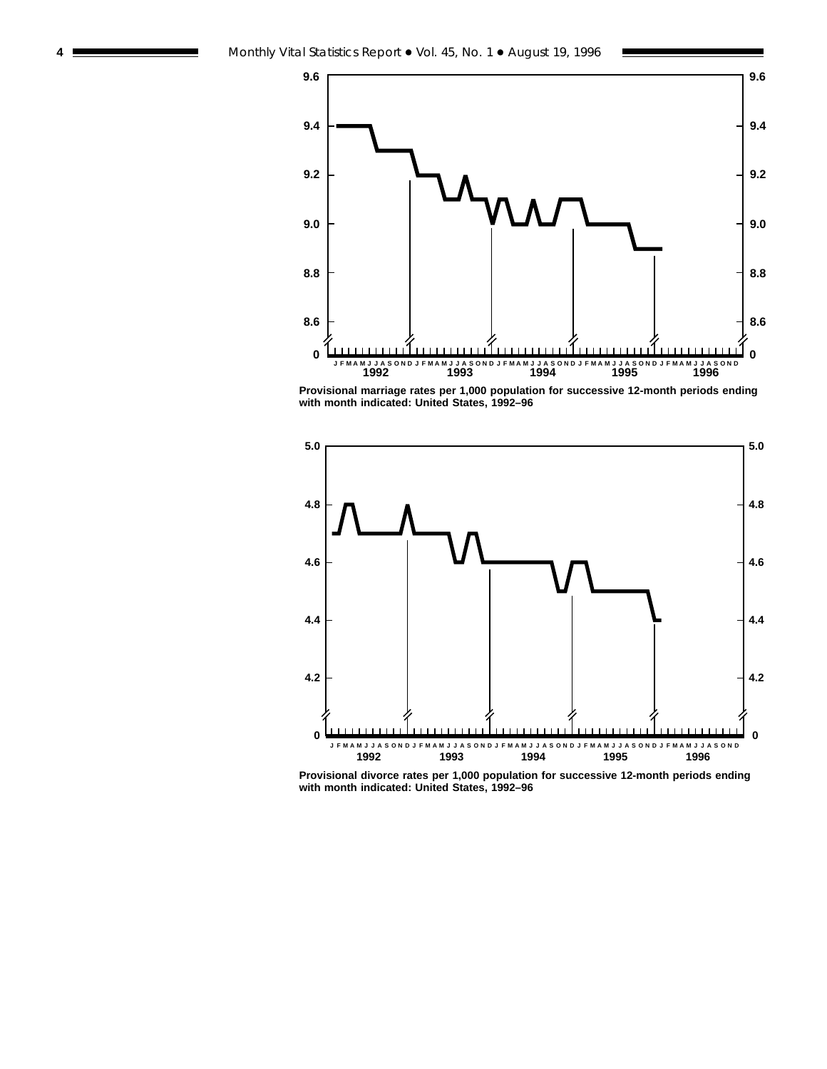Provisional marriage rates per 1,000 population for successive 12-month periods ending with month indicated: United States, 1992–96

Provisional divorce rates per 1,000 population for successive 12-month periods ending with month indicated: United States, 1992–96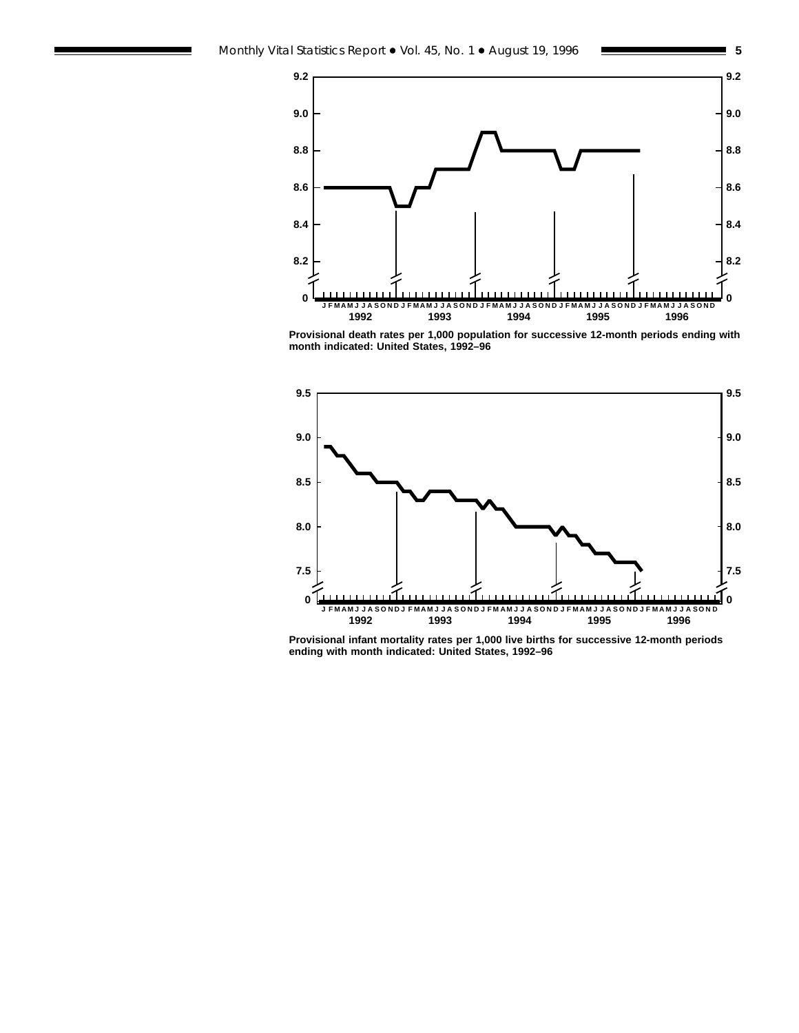Provisional death rates per 1,000 population for successive 12-month periods ending with month indicated: United States, 1992–96

Provisional infant mortality rates per 1,000 live births for successive 12-month periods ending with month indicated: United States, 1992–96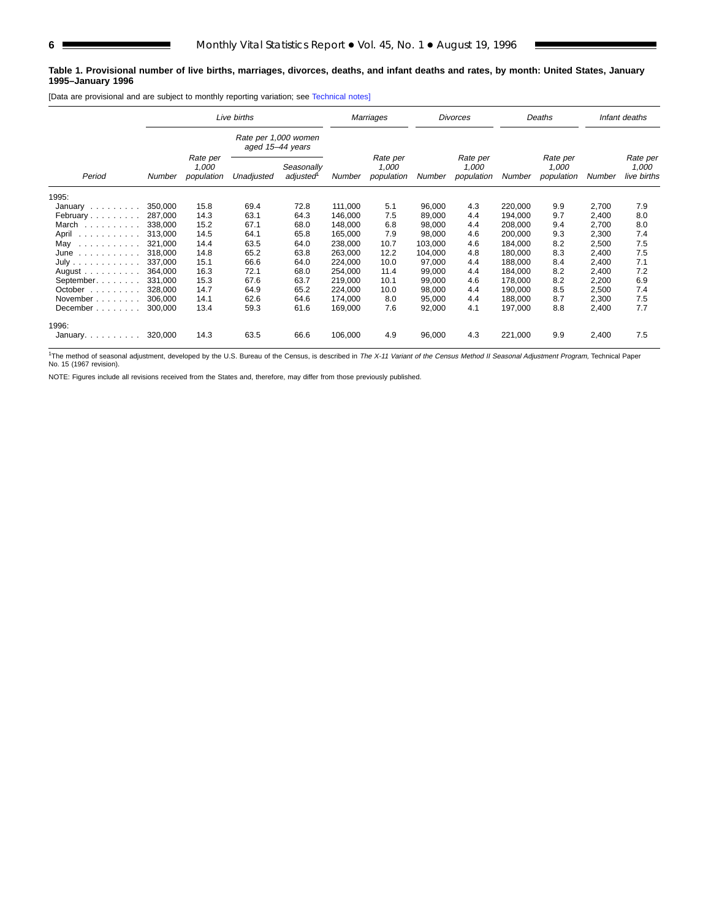**Table 1. Provisional number of live births, marriages, divorces, deaths, and infant deaths and rates, by month: United States, January 1995–January 1996**

[Data are provisional and are subject to monthly reporting variation; see Technical notes]

| Period | Live births | | | | Marriages | | Divorces | | Deaths | | Infant deaths | |
|---|---|---|---|---|---|---|---|---|---|---|---|---|
| | Number | Rate per 1,000 population | Rate per 1,000 women aged 15–44 years: Unadjusted | Rate per 1,000 women aged 15–44 years: Seasonally adjusted[1] | Number | Rate per 1,000 population | Number | Rate per 1,000 population | Number | Rate per 1,000 population | Number | Rate per 1,000 live births |
| 1995: | | | | | | | | | | | | |
| January | 350,000 | 15.8 | 69.4 | 72.8 | 111,000 | 5.1 | 96,000 | 4.3 | 220,000 | 9.9 | 2,700 | 7.9 |
| February | 287,000 | 14.3 | 63.1 | 64.3 | 146,000 | 7.5 | 89,000 | 4.4 | 194,000 | 9.7 | 2,400 | 8.0 |
| March | 338,000 | 15.2 | 67.1 | 68.0 | 148,000 | 6.8 | 98,000 | 4.4 | 208,000 | 9.4 | 2,700 | 8.0 |
| April | 313,000 | 14.5 | 64.1 | 65.8 | 165,000 | 7.9 | 98,000 | 4.6 | 200,000 | 9.3 | 2,300 | 7.4 |
| May | 321,000 | 14.4 | 63.5 | 64.0 | 238,000 | 10.7 | 103,000 | 4.6 | 184,000 | 8.2 | 2,500 | 7.5 |
| June | 318,000 | 14.8 | 65.2 | 63.8 | 263,000 | 12.2 | 104,000 | 4.8 | 180,000 | 8.3 | 2,400 | 7.5 |
| July | 337,000 | 15.1 | 66.6 | 64.0 | 224,000 | 10.0 | 97,000 | 4.4 | 188,000 | 8.4 | 2,400 | 7.1 |
| August | 364,000 | 16.3 | 72.1 | 68.0 | 254,000 | 11.4 | 99,000 | 4.4 | 184,000 | 8.2 | 2,400 | 7.2 |
| September | 331,000 | 15.3 | 67.6 | 63.7 | 219,000 | 10.1 | 99,000 | 4.6 | 178,000 | 8.2 | 2,200 | 6.9 |
| October | 328,000 | 14.7 | 64.9 | 65.2 | 224,000 | 10.0 | 98,000 | 4.4 | 190,000 | 8.5 | 2,500 | 7.4 |
| November | 306,000 | 14.1 | 62.6 | 64.6 | 174,000 | 8.0 | 95,000 | 4.4 | 188,000 | 8.7 | 2,300 | 7.5 |
| December | 300,000 | 13.4 | 59.3 | 61.6 | 169,000 | 7.6 | 92,000 | 4.1 | 197,000 | 8.8 | 2,400 | 7.7 |
| 1996: | | | | | | | | | | | | |
| January | 320,000 | 14.3 | 63.5 | 66.6 | 106,000 | 4.9 | 96,000 | 4.3 | 221,000 | 9.9 | 2,400 | 7.5 |

[1]The method of seasonal adjustment, developed by the U.S. Bureau of the Census, is described in *The X-11 Variant of the Census Method II Seasonal Adjustment Program,* Technical Paper No. 15 (1967 revision).

NOTE: Figures include all revisions received from the States and, therefore, may differ from those previously published.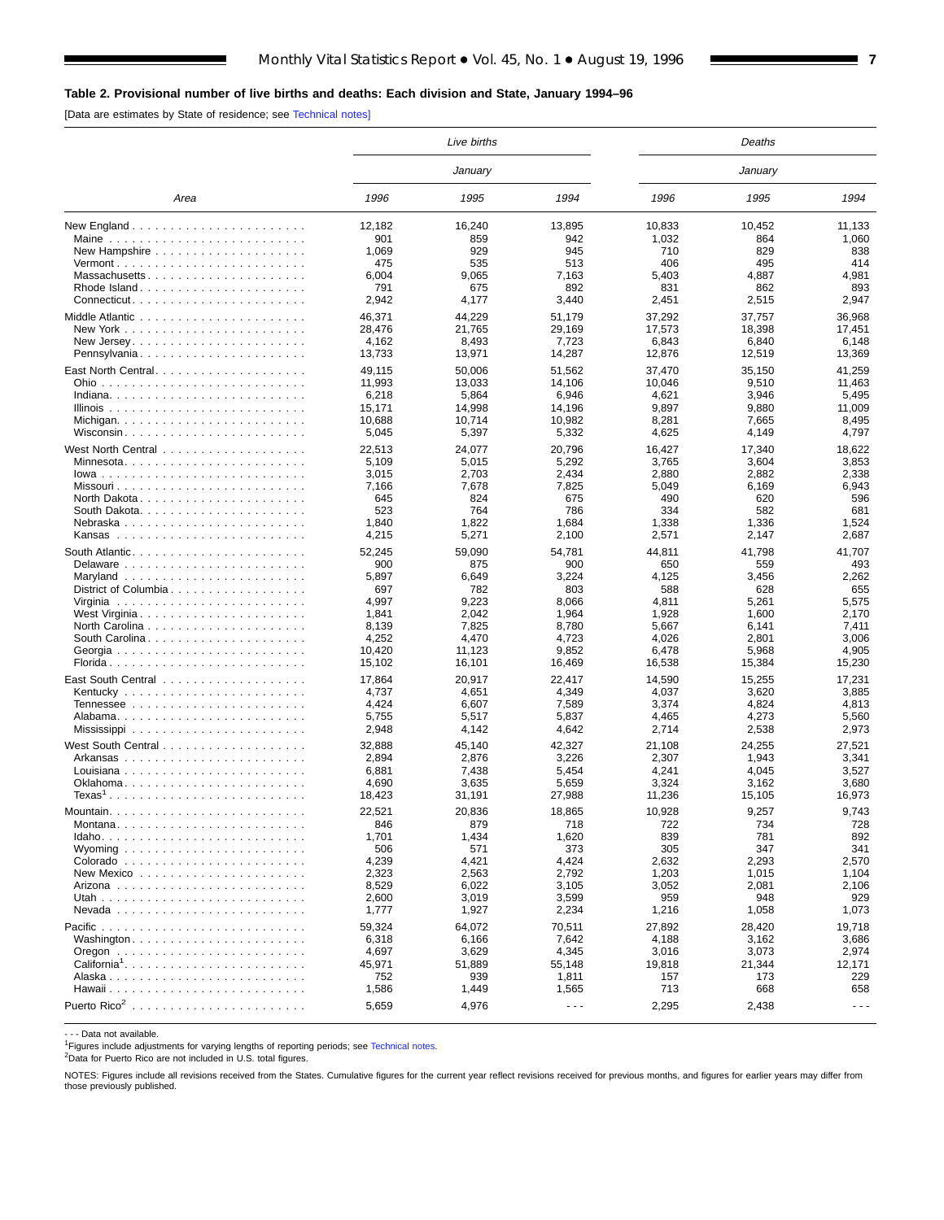**Table 2. Provisional number of live births and deaths: Each division and State, January 1994–96**

[Data are estimates by State of residence; see Technical notes]

| Area | *Live births* | | | *Deaths* | | |
|---|---|---|---|---|---|---|
| | *January* | | | *January* | | |
| | *1996* | *1995* | *1994* | *1996* | *1995* | *1994* |
| New England | 12,182 | 16,240 | 13,895 | 10,833 | 10,452 | 11,133 |
| Maine | 901 | 859 | 942 | 1,032 | 864 | 1,060 |
| New Hampshire | 1,069 | 929 | 945 | 710 | 829 | 838 |
| Vermont | 475 | 535 | 513 | 406 | 495 | 414 |
| Massachusetts | 6,004 | 9,065 | 7,163 | 5,403 | 4,887 | 4,981 |
| Rhode Island | 791 | 675 | 892 | 831 | 862 | 893 |
| Connecticut | 2,942 | 4,177 | 3,440 | 2,451 | 2,515 | 2,947 |
| Middle Atlantic | 46,371 | 44,229 | 51,179 | 37,292 | 37,757 | 36,968 |
| New York | 28,476 | 21,765 | 29,169 | 17,573 | 18,398 | 17,451 |
| New Jersey | 4,162 | 8,493 | 7,723 | 6,843 | 6,840 | 6,148 |
| Pennsylvania | 13,733 | 13,971 | 14,287 | 12,876 | 12,519 | 13,369 |
| East North Central | 49,115 | 50,006 | 51,562 | 37,470 | 35,150 | 41,259 |
| Ohio | 11,993 | 13,033 | 14,106 | 10,046 | 9,510 | 11,463 |
| Indiana | 6,218 | 5,864 | 6,946 | 4,621 | 3,946 | 5,495 |
| Illinois | 15,171 | 14,998 | 14,196 | 9,897 | 9,880 | 11,009 |
| Michigan | 10,688 | 10,714 | 10,982 | 8,281 | 7,665 | 8,495 |
| Wisconsin | 5,045 | 5,397 | 5,332 | 4,625 | 4,149 | 4,797 |
| West North Central | 22,513 | 24,077 | 20,796 | 16,427 | 17,340 | 18,622 |
| Minnesota | 5,109 | 5,015 | 5,292 | 3,765 | 3,604 | 3,853 |
| Iowa | 3,015 | 2,703 | 2,434 | 2,880 | 2,882 | 2,338 |
| Missouri | 7,166 | 7,678 | 7,825 | 5,049 | 6,169 | 6,943 |
| North Dakota | 645 | 824 | 675 | 490 | 620 | 596 |
| South Dakota | 523 | 764 | 786 | 334 | 582 | 681 |
| Nebraska | 1,840 | 1,822 | 1,684 | 1,338 | 1,336 | 1,524 |
| Kansas | 4,215 | 5,271 | 2,100 | 2,571 | 2,147 | 2,687 |
| South Atlantic | 52,245 | 59,090 | 54,781 | 44,811 | 41,798 | 41,707 |
| Delaware | 900 | 875 | 900 | 650 | 559 | 493 |
| Maryland | 5,897 | 6,649 | 3,224 | 4,125 | 3,456 | 2,262 |
| District of Columbia | 697 | 782 | 803 | 588 | 628 | 655 |
| Virginia | 4,997 | 9,223 | 8,066 | 4,811 | 5,261 | 5,575 |
| West Virginia | 1,841 | 2,042 | 1,964 | 1,928 | 1,600 | 2,170 |
| North Carolina | 8,139 | 7,825 | 8,780 | 5,667 | 6,141 | 7,411 |
| South Carolina | 4,252 | 4,470 | 4,723 | 4,026 | 2,801 | 3,006 |
| Georgia | 10,420 | 11,123 | 9,852 | 6,478 | 5,968 | 4,905 |
| Florida | 15,102 | 16,101 | 16,469 | 16,538 | 15,384 | 15,230 |
| East South Central | 17,864 | 20,917 | 22,417 | 14,590 | 15,255 | 17,231 |
| Kentucky | 4,737 | 4,651 | 4,349 | 4,037 | 3,620 | 3,885 |
| Tennessee | 4,424 | 6,607 | 7,589 | 3,374 | 4,824 | 4,813 |
| Alabama | 5,755 | 5,517 | 5,837 | 4,465 | 4,273 | 5,560 |
| Mississippi | 2,948 | 4,142 | 4,642 | 2,714 | 2,538 | 2,973 |
| West South Central | 32,888 | 45,140 | 42,327 | 21,108 | 24,255 | 27,521 |
| Arkansas | 2,894 | 2,876 | 3,226 | 2,307 | 1,943 | 3,341 |
| Louisiana | 6,881 | 7,438 | 5,454 | 4,241 | 4,045 | 3,527 |
| Oklahoma | 4,690 | 3,635 | 5,659 | 3,324 | 3,162 | 3,680 |
| Texas[1] | 18,423 | 31,191 | 27,988 | 11,236 | 15,105 | 16,973 |
| Mountain | 22,521 | 20,836 | 18,865 | 10,928 | 9,257 | 9,743 |
| Montana | 846 | 879 | 718 | 722 | 734 | 728 |
| Idaho | 1,701 | 1,434 | 1,620 | 839 | 781 | 892 |
| Wyoming | 506 | 571 | 373 | 305 | 347 | 341 |
| Colorado | 4,239 | 4,421 | 4,424 | 2,632 | 2,293 | 2,570 |
| New Mexico | 2,323 | 2,563 | 2,792 | 1,203 | 1,015 | 1,104 |
| Arizona | 8,529 | 6,022 | 3,105 | 3,052 | 2,081 | 2,106 |
| Utah | 2,600 | 3,019 | 3,599 | 959 | 948 | 929 |
| Nevada | 1,777 | 1,927 | 2,234 | 1,216 | 1,058 | 1,073 |
| Pacific | 59,324 | 64,072 | 70,511 | 27,892 | 28,420 | 19,718 |
| Washington | 6,318 | 6,166 | 7,642 | 4,188 | 3,162 | 3,686 |
| Oregon | 4,697 | 3,629 | 4,345 | 3,016 | 3,073 | 2,974 |
| California[1] | 45,971 | 51,889 | 55,148 | 19,818 | 21,344 | 12,171 |
| Alaska | 752 | 939 | 1,811 | 157 | 173 | 229 |
| Hawaii | 1,586 | 1,449 | 1,565 | 713 | 668 | 658 |
| Puerto Rico[2] | 5,659 | 4,976 | - - - | 2,295 | 2,438 | - - - |

- - - Data not available.
[1]Figures include adjustments for varying lengths of reporting periods; see Technical notes.
[2]Data for Puerto Rico are not included in U.S. total figures.

NOTES: Figures include all revisions received from the States. Cumulative figures for the current year reflect revisions received for previous months, and figures for earlier years may differ from those previously published.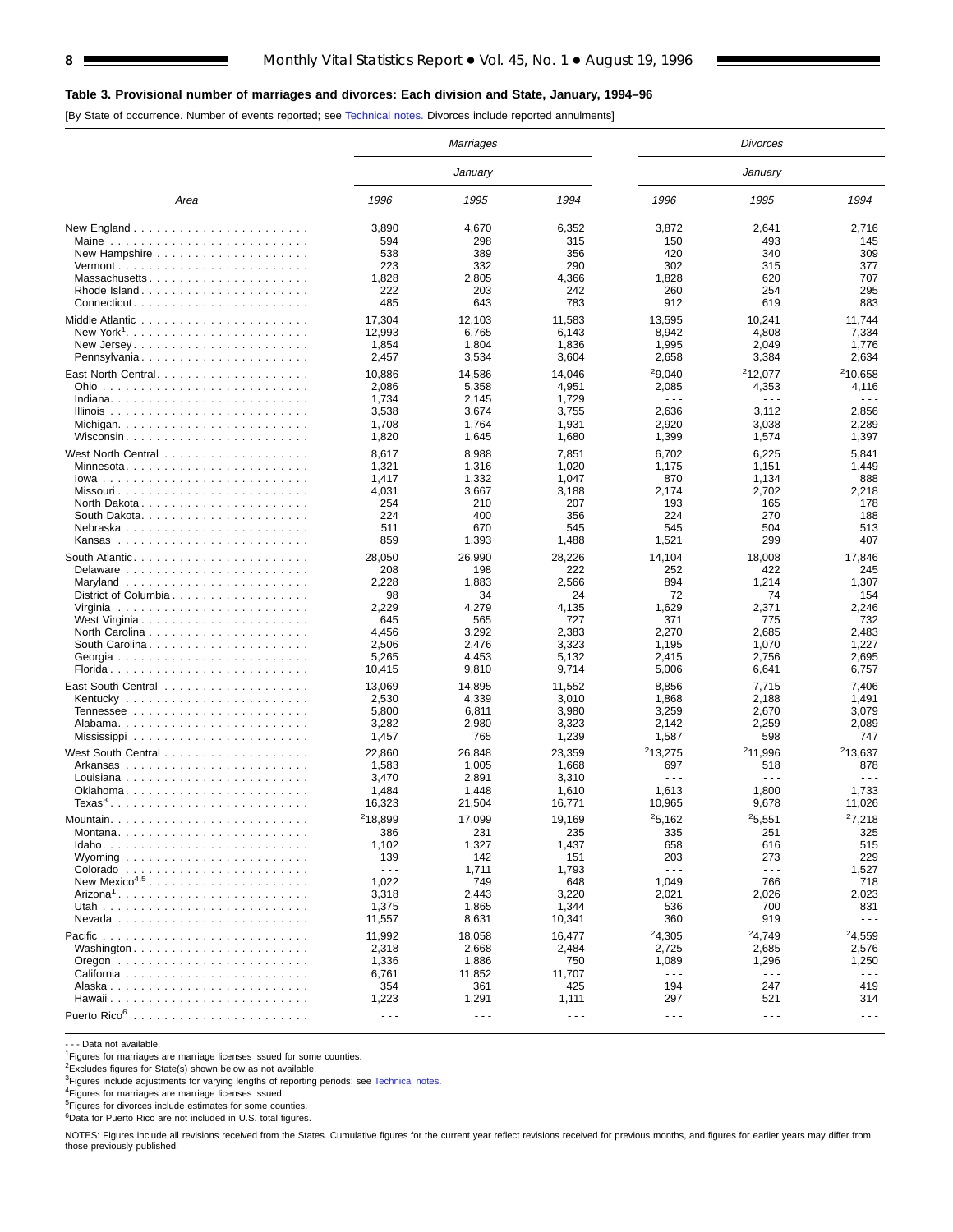**Table 3. Provisional number of marriages and divorces: Each division and State, January, 1994–96**

[By State of occurrence. Number of events reported; see Technical notes. Divorces include reported annulments]

| Area | *Marriages* | | | *Divorces* | | |
|---|---|---|---|---|---|---|
| | *January* | | | *January* | | |
| | *1996* | *1995* | *1994* | *1996* | *1995* | *1994* |
| New England | 3,890 | 4,670 | 6,352 | 3,872 | 2,641 | 2,716 |
| Maine | 594 | 298 | 315 | 150 | 493 | 145 |
| New Hampshire | 538 | 389 | 356 | 420 | 340 | 309 |
| Vermont | 223 | 332 | 290 | 302 | 315 | 377 |
| Massachusetts | 1,828 | 2,805 | 4,366 | 1,828 | 620 | 707 |
| Rhode Island | 222 | 203 | 242 | 260 | 254 | 295 |
| Connecticut | 485 | 643 | 783 | 912 | 619 | 883 |
| Middle Atlantic | 17,304 | 12,103 | 11,583 | 13,595 | 10,241 | 11,744 |
| New York[1] | 12,993 | 6,765 | 6,143 | 8,942 | 4,808 | 7,334 |
| New Jersey | 1,854 | 1,804 | 1,836 | 1,995 | 2,049 | 1,776 |
| Pennsylvania | 2,457 | 3,534 | 3,604 | 2,658 | 3,384 | 2,634 |
| East North Central | 10,886 | 14,586 | 14,046 | [2]9,040 | [2]12,077 | [2]10,658 |
| Ohio | 2,086 | 5,358 | 4,951 | 2,085 | 4,353 | 4,116 |
| Indiana | 1,734 | 2,145 | 1,729 | --- | --- | --- |
| Illinois | 3,538 | 3,674 | 3,755 | 2,636 | 3,112 | 2,856 |
| Michigan | 1,708 | 1,764 | 1,931 | 2,920 | 3,038 | 2,289 |
| Wisconsin | 1,820 | 1,645 | 1,680 | 1,399 | 1,574 | 1,397 |
| West North Central | 8,617 | 8,988 | 7,851 | 6,702 | 6,225 | 5,841 |
| Minnesota | 1,321 | 1,316 | 1,020 | 1,175 | 1,151 | 1,449 |
| Iowa | 1,417 | 1,332 | 1,047 | 870 | 1,134 | 888 |
| Missouri | 4,031 | 3,667 | 3,188 | 2,174 | 2,702 | 2,218 |
| North Dakota | 254 | 210 | 207 | 193 | 165 | 178 |
| South Dakota | 224 | 400 | 356 | 224 | 270 | 188 |
| Nebraska | 511 | 670 | 545 | 545 | 504 | 513 |
| Kansas | 859 | 1,393 | 1,488 | 1,521 | 299 | 407 |
| South Atlantic | 28,050 | 26,990 | 28,226 | 14,104 | 18,008 | 17,846 |
| Delaware | 208 | 198 | 222 | 252 | 422 | 245 |
| Maryland | 2,228 | 1,883 | 2,566 | 894 | 1,214 | 1,307 |
| District of Columbia | 98 | 34 | 24 | 72 | 74 | 154 |
| Virginia | 2,229 | 4,279 | 4,135 | 1,629 | 2,371 | 2,246 |
| West Virginia | 645 | 565 | 727 | 371 | 775 | 732 |
| North Carolina | 4,456 | 3,292 | 2,383 | 2,270 | 2,685 | 2,483 |
| South Carolina | 2,506 | 2,476 | 3,323 | 1,195 | 1,070 | 1,227 |
| Georgia | 5,265 | 4,453 | 5,132 | 2,415 | 2,756 | 2,695 |
| Florida | 10,415 | 9,810 | 9,714 | 5,006 | 6,641 | 6,757 |
| East South Central | 13,069 | 14,895 | 11,552 | 8,856 | 7,715 | 7,406 |
| Kentucky | 2,530 | 4,339 | 3,010 | 1,868 | 2,188 | 1,491 |
| Tennessee | 5,800 | 6,811 | 3,980 | 3,259 | 2,670 | 3,079 |
| Alabama | 3,282 | 2,980 | 3,323 | 2,142 | 2,259 | 2,089 |
| Mississippi | 1,457 | 765 | 1,239 | 1,587 | 598 | 747 |
| West South Central | 22,860 | 26,848 | 23,359 | [2]13,275 | [2]11,996 | [2]13,637 |
| Arkansas | 1,583 | 1,005 | 1,668 | 697 | 518 | 878 |
| Louisiana | 3,470 | 2,891 | 3,310 | --- | --- | --- |
| Oklahoma | 1,484 | 1,448 | 1,610 | 1,613 | 1,800 | 1,733 |
| Texas[3] | 16,323 | 21,504 | 16,771 | 10,965 | 9,678 | 11,026 |
| Mountain | [2]18,899 | 17,099 | 19,169 | [2]5,162 | [2]5,551 | [2]7,218 |
| Montana | 386 | 231 | 235 | 335 | 251 | 325 |
| Idaho | 1,102 | 1,327 | 1,437 | 658 | 616 | 515 |
| Wyoming | 139 | 142 | 151 | 203 | 273 | 229 |
| Colorado | --- | 1,711 | 1,793 | --- | --- | 1,527 |
| New Mexico[4,5] | 1,022 | 749 | 648 | 1,049 | 766 | 718 |
| Arizona[1] | 3,318 | 2,443 | 3,220 | 2,021 | 2,026 | 2,023 |
| Utah | 1,375 | 1,865 | 1,344 | 536 | 700 | 831 |
| Nevada | 11,557 | 8,631 | 10,341 | 360 | 919 | --- |
| Pacific | 11,992 | 18,058 | 16,477 | [2]4,305 | [2]4,749 | [2]4,559 |
| Washington | 2,318 | 2,668 | 2,484 | 2,725 | 2,685 | 2,576 |
| Oregon | 1,336 | 1,886 | 750 | 1,089 | 1,296 | 1,250 |
| California | 6,761 | 11,852 | 11,707 | --- | --- | --- |
| Alaska | 354 | 361 | 425 | 194 | 247 | 419 |
| Hawaii | 1,223 | 1,291 | 1,111 | 297 | 521 | 314 |
| Puerto Rico[6] | --- | --- | --- | --- | --- | --- |

--- Data not available.

[1]Figures for marriages are marriage licenses issued for some counties.

[2]Excludes figures for State(s) shown below as not available.

[3]Figures include adjustments for varying lengths of reporting periods; see Technical notes.

[4]Figures for marriages are marriage licenses issued.

[5]Figures for divorces include estimates for some counties.

[6]Data for Puerto Rico are not included in U.S. total figures.

NOTES: Figures include all revisions received from the States. Cumulative figures for the current year reflect revisions received for previous months, and figures for earlier years may differ from those previously published.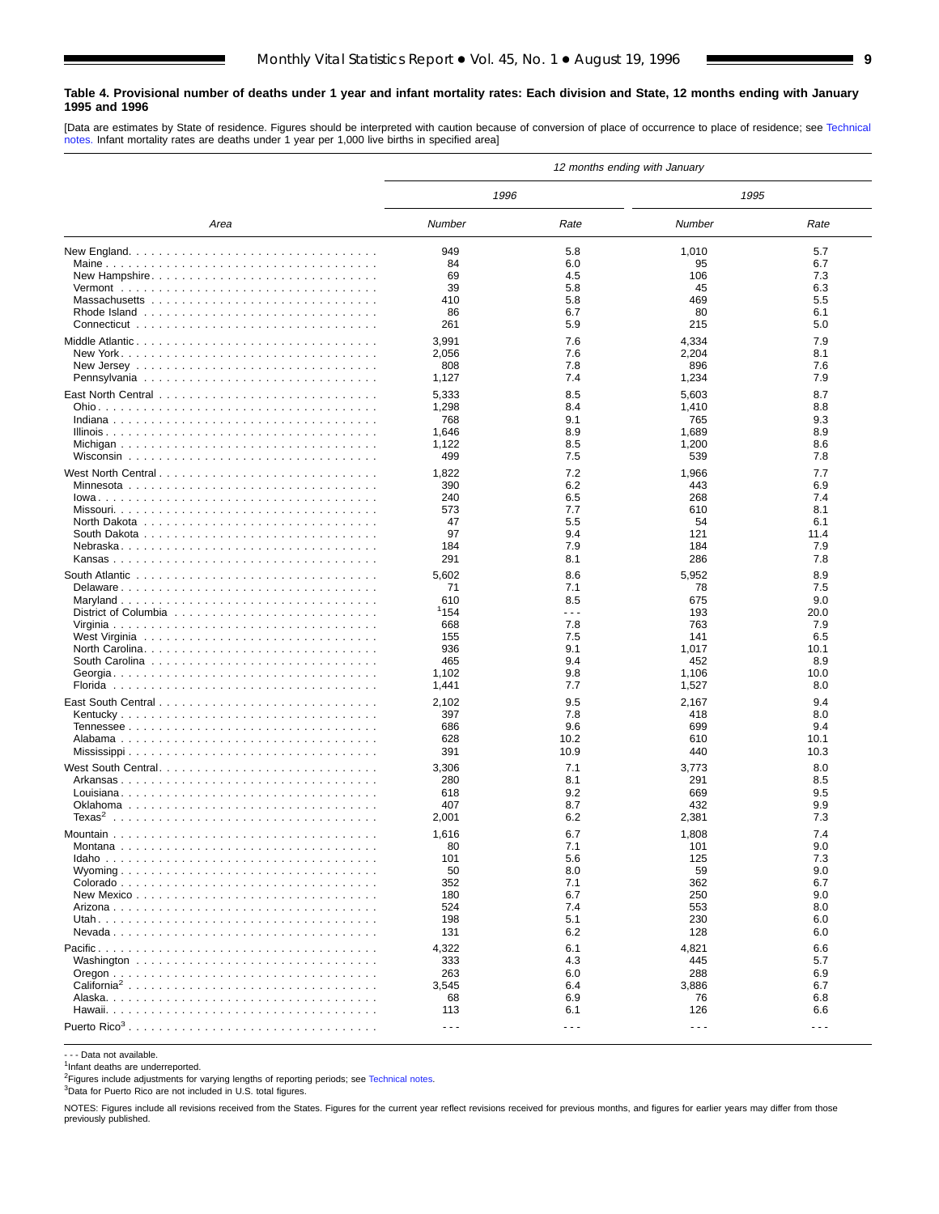**Table 4. Provisional number of deaths under 1 year and infant mortality rates: Each division and State, 12 months ending with January 1995 and 1996**

[Data are estimates by State of residence. Figures should be interpreted with caution because of conversion of place of occurrence to place of residence; see Technical notes. Infant mortality rates are deaths under 1 year per 1,000 live births in specified area]

| Area | *12 months ending with January* | | | |
|---|---|---|---|---|
| | *1996* | | *1995* | |
| | *Number* | *Rate* | *Number* | *Rate* |
| New England | 949 | 5.8 | 1,010 | 5.7 |
| Maine | 84 | 6.0 | 95 | 6.7 |
| New Hampshire | 69 | 4.5 | 106 | 7.3 |
| Vermont | 39 | 5.8 | 45 | 6.3 |
| Massachusetts | 410 | 5.8 | 469 | 5.5 |
| Rhode Island | 86 | 6.7 | 80 | 6.1 |
| Connecticut | 261 | 5.9 | 215 | 5.0 |
| Middle Atlantic | 3,991 | 7.6 | 4,334 | 7.9 |
| New York | 2,056 | 7.6 | 2,204 | 8.1 |
| New Jersey | 808 | 7.8 | 896 | 7.6 |
| Pennsylvania | 1,127 | 7.4 | 1,234 | 7.9 |
| East North Central | 5,333 | 8.5 | 5,603 | 8.7 |
| Ohio | 1,298 | 8.4 | 1,410 | 8.8 |
| Indiana | 768 | 9.1 | 765 | 9.3 |
| Illinois | 1,646 | 8.9 | 1,689 | 8.9 |
| Michigan | 1,122 | 8.5 | 1,200 | 8.6 |
| Wisconsin | 499 | 7.5 | 539 | 7.8 |
| West North Central | 1,822 | 7.2 | 1,966 | 7.7 |
| Minnesota | 390 | 6.2 | 443 | 6.9 |
| Iowa | 240 | 6.5 | 268 | 7.4 |
| Missouri | 573 | 7.7 | 610 | 8.1 |
| North Dakota | 47 | 5.5 | 54 | 6.1 |
| South Dakota | 97 | 9.4 | 121 | 11.4 |
| Nebraska | 184 | 7.9 | 184 | 7.9 |
| Kansas | 291 | 8.1 | 286 | 7.8 |
| South Atlantic | 5,602 | 8.6 | 5,952 | 8.9 |
| Delaware | 71 | 7.1 | 78 | 7.5 |
| Maryland | 610 | 8.5 | 675 | 9.0 |
| District of Columbia | [1]154 | - - - | 193 | 20.0 |
| Virginia | 668 | 7.8 | 763 | 7.9 |
| West Virginia | 155 | 7.5 | 141 | 6.5 |
| North Carolina | 936 | 9.1 | 1,017 | 10.1 |
| South Carolina | 465 | 9.4 | 452 | 8.9 |
| Georgia | 1,102 | 9.8 | 1,106 | 10.0 |
| Florida | 1,441 | 7.7 | 1,527 | 8.0 |
| East South Central | 2,102 | 9.5 | 2,167 | 9.4 |
| Kentucky | 397 | 7.8 | 418 | 8.0 |
| Tennessee | 686 | 9.6 | 699 | 9.4 |
| Alabama | 628 | 10.2 | 610 | 10.1 |
| Mississippi | 391 | 10.9 | 440 | 10.3 |
| West South Central | 3,306 | 7.1 | 3,773 | 8.0 |
| Arkansas | 280 | 8.1 | 291 | 8.5 |
| Louisiana | 618 | 9.2 | 669 | 9.5 |
| Oklahoma | 407 | 8.7 | 432 | 9.9 |
| Texas[2] | 2,001 | 6.2 | 2,381 | 7.3 |
| Mountain | 1,616 | 6.7 | 1,808 | 7.4 |
| Montana | 80 | 7.1 | 101 | 9.0 |
| Idaho | 101 | 5.6 | 125 | 7.3 |
| Wyoming | 50 | 8.0 | 59 | 9.0 |
| Colorado | 352 | 7.1 | 362 | 6.7 |
| New Mexico | 180 | 6.7 | 250 | 9.0 |
| Arizona | 524 | 7.4 | 553 | 8.0 |
| Utah | 198 | 5.1 | 230 | 6.0 |
| Nevada | 131 | 6.2 | 128 | 6.0 |
| Pacific | 4,322 | 6.1 | 4,821 | 6.6 |
| Washington | 333 | 4.3 | 445 | 5.7 |
| Oregon | 263 | 6.0 | 288 | 6.9 |
| California[2] | 3,545 | 6.4 | 3,886 | 6.7 |
| Alaska | 68 | 6.9 | 76 | 6.8 |
| Hawaii | 113 | 6.1 | 126 | 6.6 |
| Puerto Rico[3] | - - - | - - - | - - - | - - - |

- - - Data not available.
[1]Infant deaths are underreported.
[2]Figures include adjustments for varying lengths of reporting periods; see Technical notes.
[3]Data for Puerto Rico are not included in U.S. total figures.

NOTES: Figures include all revisions received from the States. Figures for the current year reflect revisions received for previous months, and figures for earlier years may differ from those previously published.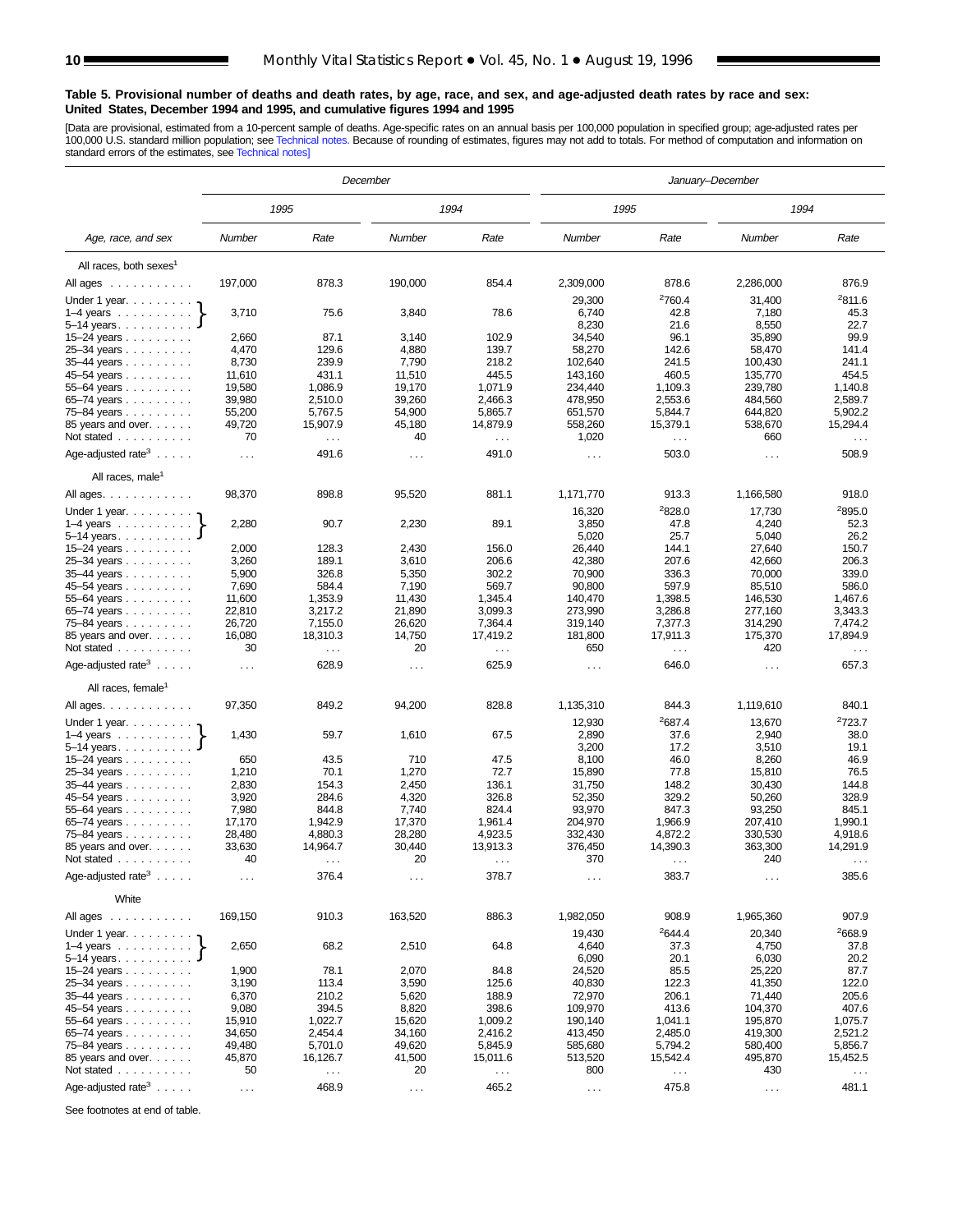**Table 5. Provisional number of deaths and death rates, by age, race, and sex, and age-adjusted death rates by race and sex: United States, December 1994 and 1995, and cumulative figures 1994 and 1995**

[Data are provisional, estimated from a 10-percent sample of deaths. Age-specific rates on an annual basis per 100,000 population in specified group; age-adjusted rates per 100,000 U.S. standard million population; see Technical notes. Because of rounding of estimates, figures may not add to totals. For method of computation and information on standard errors of the estimates, see Technical notes]

| Age, race, and sex | December | | | | January–December | | | |
|---|---|---|---|---|---|---|---|---|
| | 1995 | | 1994 | | 1995 | | 1994 | |
| | Number | Rate | Number | Rate | Number | Rate | Number | Rate |
| **All races, both sexes[1]** | | | | | | | | |
| All ages | 197,000 | 878.3 | 190,000 | 854.4 | 2,309,000 | 878.6 | 2,286,000 | 876.9 |
| Under 1 year | 3,710 | 75.6 | 3,840 | 78.6 | 29,300 | [2]760.4 | 31,400 | [2]811.6 |
| 1–4 years | | | | | 6,740 | 42.8 | 7,180 | 45.3 |
| 5–14 years | | | | | 8,230 | 21.6 | 8,550 | 22.7 |
| 15–24 years | 2,660 | 87.1 | 3,140 | 102.9 | 34,540 | 96.1 | 35,890 | 99.9 |
| 25–34 years | 4,470 | 129.6 | 4,880 | 139.7 | 58,270 | 142.6 | 58,470 | 141.4 |
| 35–44 years | 8,730 | 239.9 | 7,790 | 218.2 | 102,640 | 241.5 | 100,430 | 241.1 |
| 45–54 years | 11,610 | 431.1 | 11,510 | 445.5 | 143,160 | 460.5 | 135,770 | 454.5 |
| 55–64 years | 19,580 | 1,086.9 | 19,170 | 1,071.9 | 234,440 | 1,109.3 | 239,780 | 1,140.8 |
| 65–74 years | 39,980 | 2,510.0 | 39,260 | 2,466.3 | 478,950 | 2,553.6 | 484,560 | 2,589.7 |
| 75–84 years | 55,200 | 5,767.5 | 54,900 | 5,865.7 | 651,570 | 5,844.7 | 644,820 | 5,902.2 |
| 85 years and over | 49,720 | 15,907.9 | 45,180 | 14,879.9 | 558,260 | 15,379.1 | 538,670 | 15,294.4 |
| Not stated | 70 | . . . | 40 | . . . | 1,020 | . . . | 660 | . . . |
| Age-adjusted rate[3] | . . . | 491.6 | . . . | 491.0 | . . . | 503.0 | . . . | 508.9 |
| **All races, male[1]** | | | | | | | | |
| All ages | 98,370 | 898.8 | 95,520 | 881.1 | 1,171,770 | 913.3 | 1,166,580 | 918.0 |
| Under 1 year | 2,280 | 90.7 | 2,230 | 89.1 | 16,320 | [2]828.0 | 17,730 | [2]895.0 |
| 1–4 years | | | | | 3,850 | 47.8 | 4,240 | 52.3 |
| 5–14 years | | | | | 5,020 | 25.7 | 5,040 | 26.2 |
| 15–24 years | 2,000 | 128.3 | 2,430 | 156.0 | 26,440 | 144.1 | 27,640 | 150.7 |
| 25–34 years | 3,260 | 189.1 | 3,610 | 206.6 | 42,380 | 207.6 | 42,660 | 206.3 |
| 35–44 years | 5,900 | 326.8 | 5,350 | 302.2 | 70,900 | 336.3 | 70,000 | 339.0 |
| 45–54 years | 7,690 | 584.4 | 7,190 | 569.7 | 90,800 | 597.9 | 85,510 | 586.0 |
| 55–64 years | 11,600 | 1,353.9 | 11,430 | 1,345.4 | 140,470 | 1,398.5 | 146,530 | 1,467.6 |
| 65–74 years | 22,810 | 3,217.2 | 21,890 | 3,099.3 | 273,990 | 3,286.8 | 277,160 | 3,343.3 |
| 75–84 years | 26,720 | 7,155.0 | 26,620 | 7,364.4 | 319,140 | 7,377.3 | 314,290 | 7,474.2 |
| 85 years and over | 16,080 | 18,310.3 | 14,750 | 17,419.2 | 181,800 | 17,911.3 | 175,370 | 17,894.9 |
| Not stated | 30 | . . . | 20 | . . . | 650 | . . . | 420 | . . . |
| Age-adjusted rate[3] | . . . | 628.9 | . . . | 625.9 | . . . | 646.0 | . . . | 657.3 |
| **All races, female[1]** | | | | | | | | |
| All ages | 97,350 | 849.2 | 94,200 | 828.8 | 1,135,310 | 844.3 | 1,119,610 | 840.1 |
| Under 1 year | 1,430 | 59.7 | 1,610 | 67.5 | 12,930 | [2]687.4 | 13,670 | [2]723.7 |
| 1–4 years | | | | | 2,890 | 37.6 | 2,940 | 38.0 |
| 5–14 years | | | | | 3,200 | 17.2 | 3,510 | 19.1 |
| 15–24 years | 650 | 43.5 | 710 | 47.5 | 8,100 | 46.0 | 8,260 | 46.9 |
| 25–34 years | 1,210 | 70.1 | 1,270 | 72.7 | 15,890 | 77.8 | 15,810 | 76.5 |
| 35–44 years | 2,830 | 154.3 | 2,450 | 136.1 | 31,750 | 148.2 | 30,430 | 144.8 |
| 45–54 years | 3,920 | 284.6 | 4,320 | 326.8 | 52,350 | 329.2 | 50,260 | 328.9 |
| 55–64 years | 7,980 | 844.8 | 7,740 | 824.4 | 93,970 | 847.3 | 93,250 | 845.1 |
| 65–74 years | 17,170 | 1,942.9 | 17,370 | 1,961.4 | 204,970 | 1,966.9 | 207,410 | 1,990.1 |
| 75–84 years | 28,480 | 4,880.3 | 28,280 | 4,923.5 | 332,430 | 4,872.2 | 330,530 | 4,918.6 |
| 85 years and over | 33,630 | 14,964.7 | 30,440 | 13,913.3 | 376,450 | 14,390.3 | 363,300 | 14,291.9 |
| Not stated | 40 | . . . | 20 | . . . | 370 | . . . | 240 | . . . |
| Age-adjusted rate[3] | . . . | 376.4 | . . . | 378.7 | . . . | 383.7 | . . . | 385.6 |
| **White** | | | | | | | | |
| All ages | 169,150 | 910.3 | 163,520 | 886.3 | 1,982,050 | 908.9 | 1,965,360 | 907.9 |
| Under 1 year | 2,650 | 68.2 | 2,510 | 64.8 | 19,430 | [2]644.4 | 20,340 | [2]668.9 |
| 1–4 years | | | | | 4,640 | 37.3 | 4,750 | 37.8 |
| 5–14 years | | | | | 6,090 | 20.1 | 6,030 | 20.2 |
| 15–24 years | 1,900 | 78.1 | 2,070 | 84.8 | 24,520 | 85.5 | 25,220 | 87.7 |
| 25–34 years | 3,190 | 113.4 | 3,590 | 125.6 | 40,830 | 122.3 | 41,350 | 122.0 |
| 35–44 years | 6,370 | 210.2 | 5,620 | 188.9 | 72,970 | 206.1 | 71,440 | 205.6 |
| 45–54 years | 9,080 | 394.5 | 8,820 | 398.6 | 109,970 | 413.6 | 104,370 | 407.6 |
| 55–64 years | 15,910 | 1,022.7 | 15,620 | 1,009.2 | 190,140 | 1,041.1 | 195,870 | 1,075.7 |
| 65–74 years | 34,650 | 2,454.4 | 34,160 | 2,416.2 | 413,450 | 2,485.0 | 419,300 | 2,521.2 |
| 75–84 years | 49,480 | 5,701.0 | 49,620 | 5,845.9 | 585,680 | 5,794.2 | 580,400 | 5,856.7 |
| 85 years and over | 45,870 | 16,126.7 | 41,500 | 15,011.6 | 513,520 | 15,542.4 | 495,870 | 15,452.5 |
| Not stated | 50 | . . . | 20 | . . . | 800 | . . . | 430 | . . . |
| Age-adjusted rate[3] | . . . | 468.9 | . . . | 465.2 | . . . | 475.8 | . . . | 481.1 |

Note: For December figures, "Under 1 year", "1–4 years", and "5–14 years" are combined (bracketed) into a single value.

See footnotes at end of table.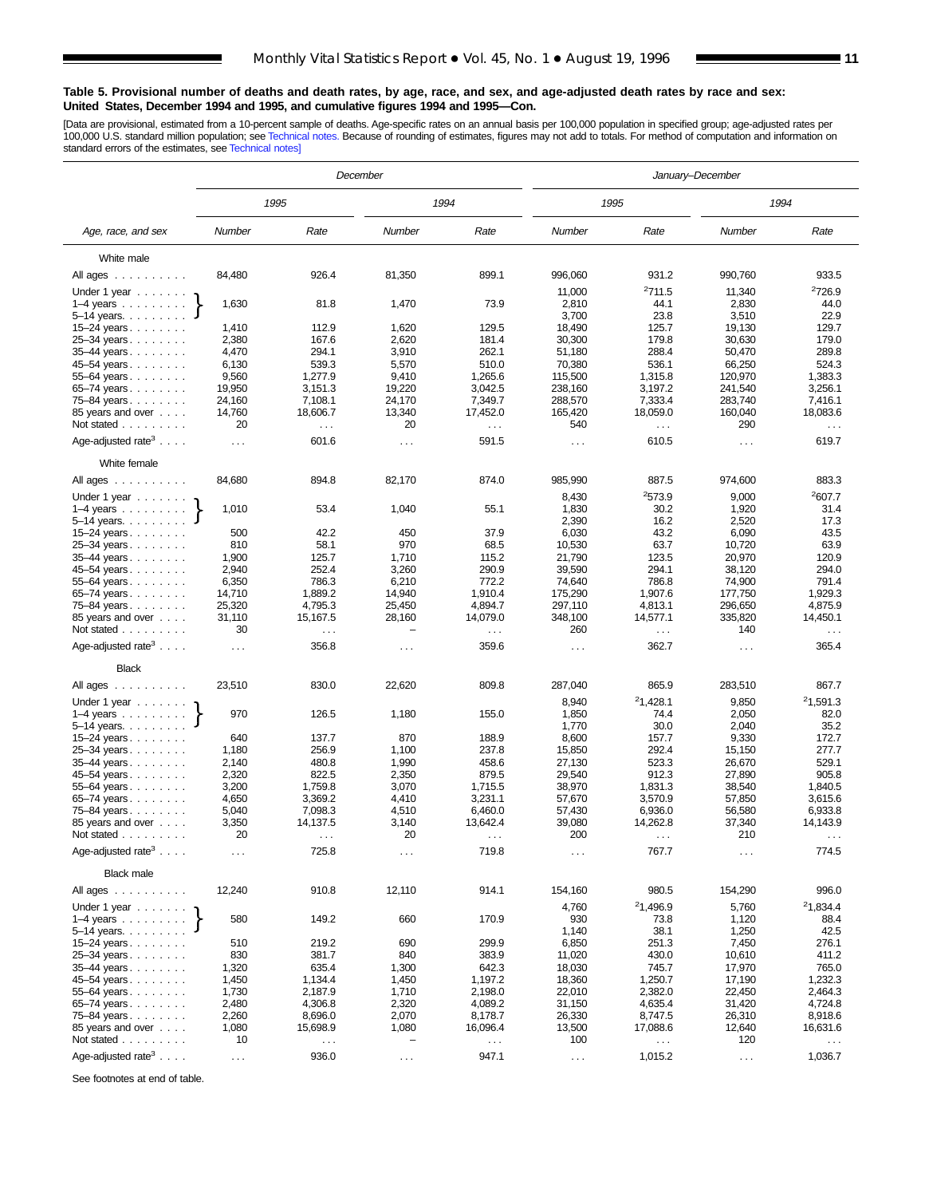**Table 5. Provisional number of deaths and death rates, by age, race, and sex, and age-adjusted death rates by race and sex: United States, December 1994 and 1995, and cumulative figures 1994 and 1995—Con.**

[Data are provisional, estimated from a 10-percent sample of deaths. Age-specific rates on an annual basis per 100,000 population in specified group; age-adjusted rates per 100,000 U.S. standard million population; see Technical notes. Because of rounding of estimates, figures may not add to totals. For method of computation and information on standard errors of the estimates, see Technical notes]

| Age, race, and sex | December | | | | January–December | | | |
|---|---|---|---|---|---|---|---|---|
| | 1995 | | 1994 | | 1995 | | 1994 | |
| | Number | Rate | Number | Rate | Number | Rate | Number | Rate |
| **White male** | | | | | | | | |
| All ages | 84,480 | 926.4 | 81,350 | 899.1 | 996,060 | 931.2 | 990,760 | 933.5 |
| Under 1 year | 1,630 | 81.8 | 1,470 | 73.9 | 11,000 | [2]711.5 | 11,340 | [2]726.9 |
| 1–4 years | | | | | 2,810 | 44.1 | 2,830 | 44.0 |
| 5–14 years | | | | | 3,700 | 23.8 | 3,510 | 22.9 |
| 15–24 years | 1,410 | 112.9 | 1,620 | 129.5 | 18,490 | 125.7 | 19,130 | 129.7 |
| 25–34 years | 2,380 | 167.6 | 2,620 | 181.4 | 30,300 | 179.8 | 30,630 | 179.0 |
| 35–44 years | 4,470 | 294.1 | 3,910 | 262.1 | 51,180 | 288.4 | 50,470 | 289.8 |
| 45–54 years | 6,130 | 539.3 | 5,570 | 510.0 | 70,380 | 536.1 | 66,250 | 524.3 |
| 55–64 years | 9,560 | 1,277.9 | 9,410 | 1,265.6 | 115,500 | 1,315.8 | 120,970 | 1,383.3 |
| 65–74 years | 19,950 | 3,151.3 | 19,220 | 3,042.5 | 238,160 | 3,197.2 | 241,540 | 3,256.1 |
| 75–84 years | 24,160 | 7,108.1 | 24,170 | 7,349.7 | 288,570 | 7,333.4 | 283,740 | 7,416.1 |
| 85 years and over | 14,760 | 18,606.7 | 13,340 | 17,452.0 | 165,420 | 18,059.0 | 160,040 | 18,083.6 |
| Not stated | 20 | . . . | 20 | . . . | 540 | . . . | 290 | . . . |
| Age-adjusted rate[3] | . . . | 601.6 | . . . | 591.5 | . . . | 610.5 | . . . | 619.7 |
| **White female** | | | | | | | | |
| All ages | 84,680 | 894.8 | 82,170 | 874.0 | 985,990 | 887.5 | 974,600 | 883.3 |
| Under 1 year | 1,010 | 53.4 | 1,040 | 55.1 | 8,430 | [2]573.9 | 9,000 | [2]607.7 |
| 1–4 years | | | | | 1,830 | 30.2 | 1,920 | 31.4 |
| 5–14 years | | | | | 2,390 | 16.2 | 2,520 | 17.3 |
| 15–24 years | 500 | 42.2 | 450 | 37.9 | 6,030 | 43.2 | 6,090 | 43.5 |
| 25–34 years | 810 | 58.1 | 970 | 68.5 | 10,530 | 63.7 | 10,720 | 63.9 |
| 35–44 years | 1,900 | 125.7 | 1,710 | 115.2 | 21,790 | 123.5 | 20,970 | 120.9 |
| 45–54 years | 2,940 | 252.4 | 3,260 | 290.9 | 39,590 | 294.1 | 38,120 | 294.0 |
| 55–64 years | 6,350 | 786.3 | 6,210 | 772.2 | 74,640 | 786.8 | 74,900 | 791.4 |
| 65–74 years | 14,710 | 1,889.2 | 14,940 | 1,910.4 | 175,290 | 1,907.6 | 177,750 | 1,929.3 |
| 75–84 years | 25,320 | 4,795.3 | 25,450 | 4,894.7 | 297,110 | 4,813.1 | 296,650 | 4,875.9 |
| 85 years and over | 31,110 | 15,167.5 | 28,160 | 14,079.0 | 348,100 | 14,577.1 | 335,820 | 14,450.1 |
| Not stated | 30 | . . . | – | . . . | 260 | . . . | 140 | . . . |
| Age-adjusted rate[3] | . . . | 356.8 | . . . | 359.6 | . . . | 362.7 | . . . | 365.4 |
| **Black** | | | | | | | | |
| All ages | 23,510 | 830.0 | 22,620 | 809.8 | 287,040 | 865.9 | 283,510 | 867.7 |
| Under 1 year | 970 | 126.5 | 1,180 | 155.0 | 8,940 | [2]1,428.1 | 9,850 | [2]1,591.3 |
| 1–4 years | | | | | 1,850 | 74.4 | 2,050 | 82.0 |
| 5–14 years | | | | | 1,770 | 30.0 | 2,040 | 35.2 |
| 15–24 years | 640 | 137.7 | 870 | 188.9 | 8,600 | 157.7 | 9,330 | 172.7 |
| 25–34 years | 1,180 | 256.9 | 1,100 | 237.8 | 15,850 | 292.4 | 15,150 | 277.7 |
| 35–44 years | 2,140 | 480.8 | 1,990 | 458.6 | 27,130 | 523.3 | 26,670 | 529.1 |
| 45–54 years | 2,320 | 822.5 | 2,350 | 879.5 | 29,540 | 912.3 | 27,890 | 905.8 |
| 55–64 years | 3,200 | 1,759.8 | 3,070 | 1,715.5 | 38,970 | 1,831.3 | 38,540 | 1,840.5 |
| 65–74 years | 4,650 | 3,369.2 | 4,410 | 3,231.1 | 57,670 | 3,570.9 | 57,850 | 3,615.6 |
| 75–84 years | 5,040 | 7,098.3 | 4,510 | 6,460.0 | 57,430 | 6,936.0 | 56,580 | 6,933.8 |
| 85 years and over | 3,350 | 14,137.5 | 3,140 | 13,642.4 | 39,080 | 14,262.8 | 37,340 | 14,143.9 |
| Not stated | 20 | . . . | 20 | . . . | 200 | . . . | 210 | . . . |
| Age-adjusted rate[3] | . . . | 725.8 | . . . | 719.8 | . . . | 767.7 | . . . | 774.5 |
| **Black male** | | | | | | | | |
| All ages | 12,240 | 910.8 | 12,110 | 914.1 | 154,160 | 980.5 | 154,290 | 996.0 |
| Under 1 year | 580 | 149.2 | 660 | 170.9 | 4,760 | [2]1,496.9 | 5,760 | [2]1,834.4 |
| 1–4 years | | | | | 930 | 73.8 | 1,120 | 88.4 |
| 5–14 years | | | | | 1,140 | 38.1 | 1,250 | 42.5 |
| 15–24 years | 510 | 219.2 | 690 | 299.9 | 6,850 | 251.3 | 7,450 | 276.1 |
| 25–34 years | 830 | 381.7 | 840 | 383.9 | 11,020 | 430.0 | 10,610 | 411.2 |
| 35–44 years | 1,320 | 635.4 | 1,300 | 642.3 | 18,030 | 745.7 | 17,970 | 765.0 |
| 45–54 years | 1,450 | 1,134.4 | 1,450 | 1,197.2 | 18,360 | 1,250.7 | 17,190 | 1,232.3 |
| 55–64 years | 1,730 | 2,187.9 | 1,710 | 2,198.0 | 22,010 | 2,382.0 | 22,450 | 2,464.3 |
| 65–74 years | 2,480 | 4,306.8 | 2,320 | 4,089.2 | 31,150 | 4,635.4 | 31,420 | 4,724.8 |
| 75–84 years | 2,260 | 8,696.0 | 2,070 | 8,178.7 | 26,330 | 8,747.5 | 26,310 | 8,918.6 |
| 85 years and over | 1,080 | 15,698.9 | 1,080 | 16,096.4 | 13,500 | 17,088.6 | 12,640 | 16,631.6 |
| Not stated | 10 | . . . | – | . . . | 100 | . . . | 120 | . . . |
| Age-adjusted rate[3] | . . . | 936.0 | . . . | 947.1 | . . . | 1,015.2 | . . . | 1,036.7 |

Note: For December figures, the values shown on the "Under 1 year" row cover the bracketed group Under 1 year, 1–4 years, and 5–14 years combined.

See footnotes at end of table.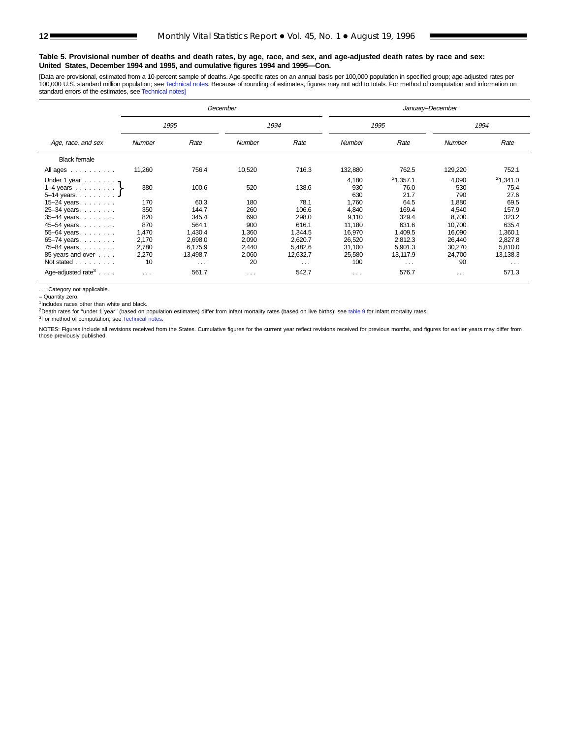**Table 5. Provisional number of deaths and death rates, by age, race, and sex, and age-adjusted death rates by race and sex: United States, December 1994 and 1995, and cumulative figures 1994 and 1995—Con.**

[Data are provisional, estimated from a 10-percent sample of deaths. Age-specific rates on an annual basis per 100,000 population in specified group; age-adjusted rates per 100,000 U.S. standard million population; see Technical notes. Because of rounding of estimates, figures may not add to totals. For method of computation and information on standard errors of the estimates, see Technical notes]

| Age, race, and sex | December | | | | January–December | | | |
|---|---|---|---|---|---|---|---|---|
| | 1995 | | 1994 | | 1995 | | 1994 | |
| | Number | Rate | Number | Rate | Number | Rate | Number | Rate |
| Black female | | | | | | | | |
| All ages | 11,260 | 756.4 | 10,520 | 716.3 | 132,880 | 762.5 | 129,220 | 752.1 |
| Under 1 year | 380 | 100.6 | 520 | 138.6 | 4,180 | [2]1,357.1 | 4,090 | [2]1,341.0 |
| 1–4 years | | | | | 930 | 76.0 | 530 | 75.4 |
| 5–14 years | | | | | 630 | 21.7 | 790 | 27.6 |
| 15–24 years | 170 | 60.3 | 180 | 78.1 | 1,760 | 64.5 | 1,880 | 69.5 |
| 25–34 years | 350 | 144.7 | 260 | 106.6 | 4,840 | 169.4 | 4,540 | 157.9 |
| 35–44 years | 820 | 345.4 | 690 | 298.0 | 9,110 | 329.4 | 8,700 | 323.2 |
| 45–54 years | 870 | 564.1 | 900 | 616.1 | 11,180 | 631.6 | 10,700 | 635.4 |
| 55–64 years | 1,470 | 1,430.4 | 1,360 | 1,344.5 | 16,970 | 1,409.5 | 16,090 | 1,360.1 |
| 65–74 years | 2,170 | 2,698.0 | 2,090 | 2,620.7 | 26,520 | 2,812.3 | 26,440 | 2,827.8 |
| 75–84 years | 2,780 | 6,175.9 | 2,440 | 5,482.6 | 31,100 | 5,901.3 | 30,270 | 5,810.0 |
| 85 years and over | 2,270 | 13,498.7 | 2,060 | 12,632.7 | 25,580 | 13,117.9 | 24,700 | 13,138.3 |
| Not stated | 10 | . . . | 20 | . . . | 100 | . . . | 90 | . . . |
| Age-adjusted rate[3] | . . . | 561.7 | . . . | 542.7 | . . . | 576.7 | . . . | 571.3 |

Note: December figures for "Under 1 year", "1–4 years", and "5–14 years" are combined (bracketed) in the source.

. . . Category not applicable.

– Quantity zero.

[1]Includes races other than white and black.

[2]Death rates for ''under 1 year'' (based on population estimates) differ from infant mortality rates (based on live births); see table 9 for infant mortality rates.

[3]For method of computation, see Technical notes.

NOTES: Figures include all revisions received from the States. Cumulative figures for the current year reflect revisions received for previous months, and figures for earlier years may differ from those previously published.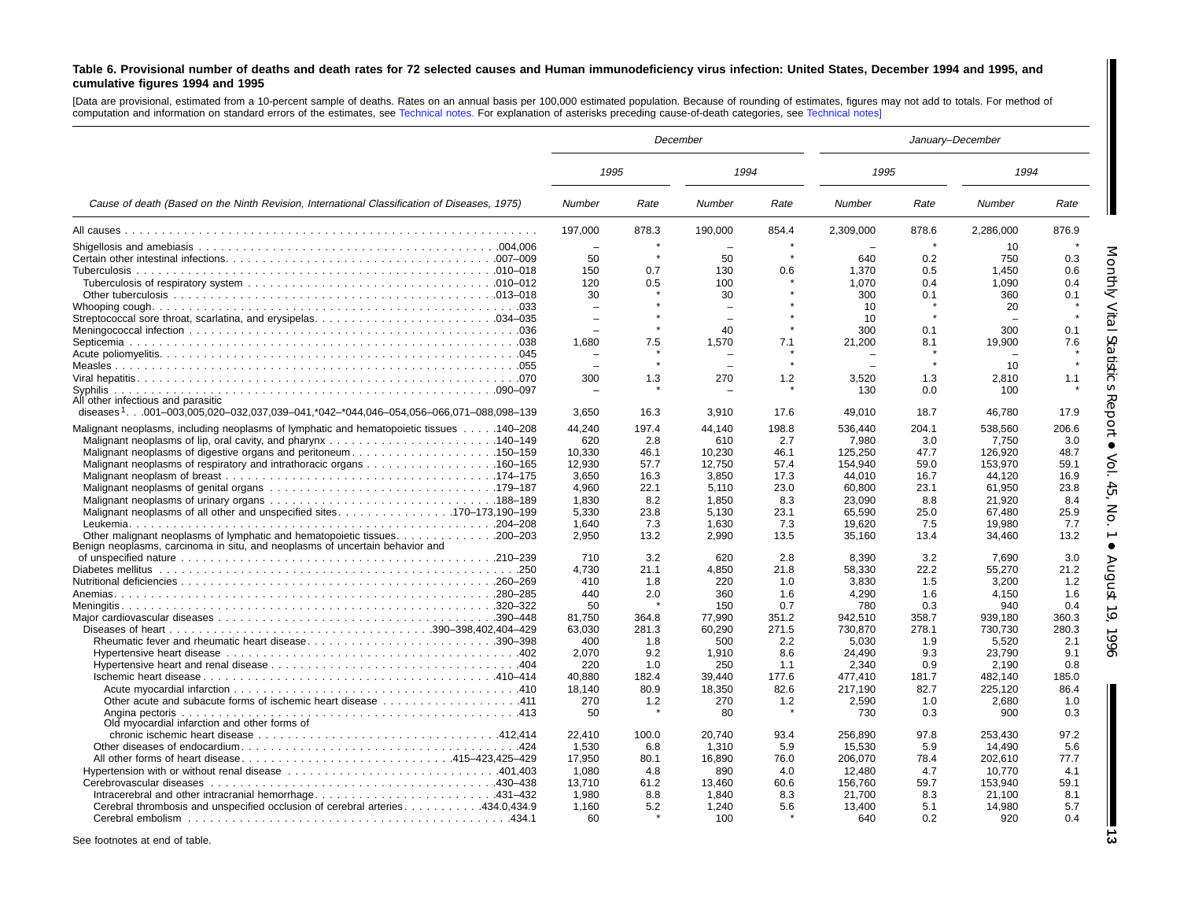**Table 6. Provisional number of deaths and death rates for 72 selected causes and Human immunodeficiency virus infection: United States, December 1994 and 1995, and cumulative figures 1994 and 1995**

[Data are provisional, estimated from a 10-percent sample of deaths. Rates on an annual basis per 100,000 estimated population. Because of rounding of estimates, figures may not add to totals. For method of computation and information on standard errors of the estimates, see Technical notes. For explanation of asterisks preceding cause-of-death categories, see Technical notes]

| Cause of death (Based on the Ninth Revision, International Classification of Diseases, 1975) | December | | | | January–December | | | |
|---|---|---|---|---|---|---|---|---|
| | 1995 | | 1994 | | 1995 | | 1994 | |
| | Number | Rate | Number | Rate | Number | Rate | Number | Rate |
| All causes | 197,000 | 878.3 | 190,000 | 854.4 | 2,309,000 | 878.6 | 2,286,000 | 876.9 |
| Shigellosis and amebiasis .004,006 | – | * | – | * | – | * | 10 | * |
| Certain other intestinal infections .007–009 | 50 | * | 50 | * | 640 | 0.2 | 750 | 0.3 |
| Tuberculosis .010–018 | 150 | 0.7 | 130 | 0.6 | 1,370 | 0.5 | 1,450 | 0.6 |
| Tuberculosis of respiratory system .010–012 | 120 | 0.5 | 100 | * | 1,070 | 0.4 | 1,090 | 0.4 |
| Other tuberculosis .013–018 | 30 | * | 30 | * | 300 | 0.1 | 360 | 0.1 |
| Whooping cough .033 | – | * | – | * | 10 | * | 20 | * |
| Streptococcal sore throat, scarlatina, and erysipelas .034–035 | – | * | – | * | 10 | * | – | * |
| Meningococcal infection .036 | – | * | 40 | * | 300 | 0.1 | 300 | 0.1 |
| Septicemia .038 | 1,680 | 7.5 | 1,570 | 7.1 | 21,200 | 8.1 | 19,900 | 7.6 |
| Acute poliomyelitis .045 | – | * | – | * | – | * | – | * |
| Measles .055 | – | * | – | * | – | * | 10 | * |
| Viral hepatitis .070 | 300 | 1.3 | 270 | 1.2 | 3,520 | 1.3 | 2,810 | 1.1 |
| Syphilis .090–097 | – | * | – | * | 130 | 0.0 | 100 | * |
| All other infectious and parasitic diseases[1] .001–003,005,020–032,037,039–041,*042–*044,046–054,056–066,071–088,098–139 | 3,650 | 16.3 | 3,910 | 17.6 | 49,010 | 18.7 | 46,780 | 17.9 |
| Malignant neoplasms, including neoplasms of lymphatic and hematopoietic tissues .140–208 | 44,240 | 197.4 | 44,140 | 198.8 | 536,440 | 204.1 | 538,560 | 206.6 |
| Malignant neoplasms of lip, oral cavity, and pharynx .140–149 | 620 | 2.8 | 610 | 2.7 | 7,980 | 3.0 | 7,750 | 3.0 |
| Malignant neoplasms of digestive organs and peritoneum .150–159 | 10,330 | 46.1 | 10,230 | 46.1 | 125,250 | 47.7 | 126,920 | 48.7 |
| Malignant neoplasms of respiratory and intrathoracic organs .160–165 | 12,930 | 57.7 | 12,750 | 57.4 | 154,940 | 59.0 | 153,970 | 59.1 |
| Malignant neoplasm of breast .174–175 | 3,650 | 16.3 | 3,850 | 17.3 | 44,010 | 16.7 | 44,120 | 16.9 |
| Malignant neoplasms of genital organs .179–187 | 4,960 | 22.1 | 5,110 | 23.0 | 60,800 | 23.1 | 61,950 | 23.8 |
| Malignant neoplasms of urinary organs .188–189 | 1,830 | 8.2 | 1,850 | 8.3 | 23,090 | 8.8 | 21,920 | 8.4 |
| Malignant neoplasms of all other and unspecified sites .170–173,190–199 | 5,330 | 23.8 | 5,130 | 23.1 | 65,590 | 25.0 | 67,480 | 25.9 |
| Leukemia .204–208 | 1,640 | 7.3 | 1,630 | 7.3 | 19,620 | 7.5 | 19,980 | 7.7 |
| Other malignant neoplasms of lymphatic and hematopoietic tissues .200–203 | 2,950 | 13.2 | 2,990 | 13.5 | 35,160 | 13.4 | 34,460 | 13.2 |
| Benign neoplasms, carcinoma in situ, and neoplasms of uncertain behavior and of unspecified nature .210–239 | 710 | 3.2 | 620 | 2.8 | 8,390 | 3.2 | 7,690 | 3.0 |
| Diabetes mellitus .250 | 4,730 | 21.1 | 4,850 | 21.8 | 58,330 | 22.2 | 55,270 | 21.2 |
| Nutritional deficiencies .260–269 | 410 | 1.8 | 220 | 1.0 | 3,830 | 1.5 | 3,200 | 1.2 |
| Anemias .280–285 | 440 | 2.0 | 360 | 1.6 | 4,290 | 1.6 | 4,150 | 1.6 |
| Meningitis .320–322 | 50 | * | 150 | 0.7 | 780 | 0.3 | 940 | 0.4 |
| Major cardiovascular diseases .390–448 | 81,750 | 364.8 | 77,990 | 351.2 | 942,510 | 358.7 | 939,180 | 360.3 |
| Diseases of heart .390–398,402,404–429 | 63,030 | 281.3 | 60,290 | 271.5 | 730,870 | 278.1 | 730,730 | 280.3 |
| Rheumatic fever and rheumatic heart disease .390–398 | 400 | 1.8 | 500 | 2.2 | 5,030 | 1.9 | 5,520 | 2.1 |
| Hypertensive heart disease .402 | 2,070 | 9.2 | 1,910 | 8.6 | 24,490 | 9.3 | 23,790 | 9.1 |
| Hypertensive heart and renal disease .404 | 220 | 1.0 | 250 | 1.1 | 2,340 | 0.9 | 2,190 | 0.8 |
| Ischemic heart disease .410–414 | 40,880 | 182.4 | 39,440 | 177.6 | 477,410 | 181.7 | 482,140 | 185.0 |
| Acute myocardial infarction .410 | 18,140 | 80.9 | 18,350 | 82.6 | 217,190 | 82.7 | 225,120 | 86.4 |
| Other acute and subacute forms of ischemic heart disease .411 | 270 | 1.2 | 270 | 1.2 | 2,590 | 1.0 | 2,680 | 1.0 |
| Angina pectoris .413 | 50 | * | 80 | * | 730 | 0.3 | 900 | 0.3 |
| Old myocardial infarction and other forms of chronic ischemic heart disease .412,414 | 22,410 | 100.0 | 20,740 | 93.4 | 256,890 | 97.8 | 253,430 | 97.2 |
| Other diseases of endocardium .424 | 1,530 | 6.8 | 1,310 | 5.9 | 15,530 | 5.9 | 14,490 | 5.6 |
| All other forms of heart disease .415–423,425–429 | 17,950 | 80.1 | 16,890 | 76.0 | 206,070 | 78.4 | 202,610 | 77.7 |
| Hypertension with or without renal disease .401,403 | 1,080 | 4.8 | 890 | 4.0 | 12,480 | 4.7 | 10,770 | 4.1 |
| Cerebrovascular diseases .430–438 | 13,710 | 61.2 | 13,460 | 60.6 | 156,760 | 59.7 | 153,940 | 59.1 |
| Intracerebral and other intracranial hemorrhage .431–432 | 1,980 | 8.8 | 1,840 | 8.3 | 21,700 | 8.3 | 21,100 | 8.1 |
| Cerebral thrombosis and unspecified occlusion of cerebral arteries .434.0,434.9 | 1,160 | 5.2 | 1,240 | 5.6 | 13,400 | 5.1 | 14,980 | 5.7 |
| Cerebral embolism .434.1 | 60 | * | 100 | * | 640 | 0.2 | 920 | 0.4 |

See footnotes at end of table.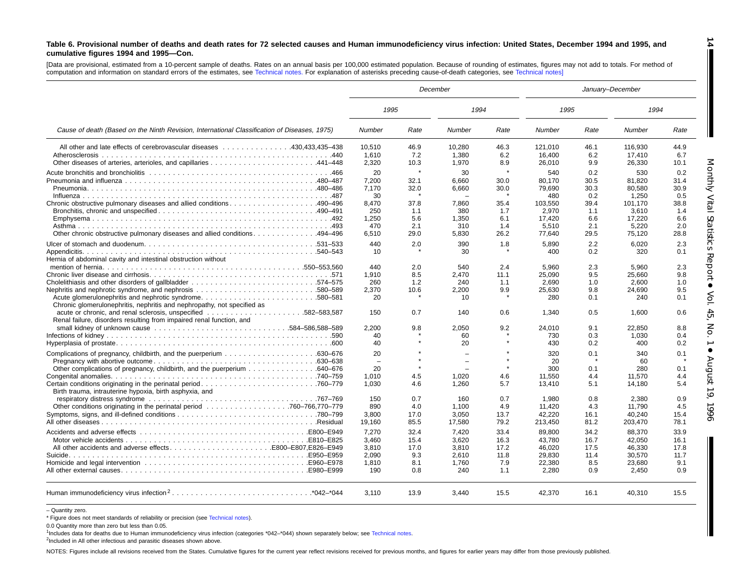**Table 6. Provisional number of deaths and death rates for 72 selected causes and Human immunodeficiency virus infection: United States, December 1994 and 1995, and cumulative figures 1994 and 1995—Con.**

[Data are provisional, estimated from a 10-percent sample of deaths. Rates on an annual basis per 100,000 estimated population. Because of rounding of estimates, figures may not add to totals. For method of computation and information on standard errors of the estimates, see Technical notes. For explanation of asterisks preceding cause-of-death categories, see Technical notes]

| Cause of death (Based on the Ninth Revision, International Classification of Diseases, 1975) | December | | | | January–December | | | |
|---|---|---|---|---|---|---|---|---|
| | 1995 | | 1994 | | 1995 | | 1994 | |
| | Number | Rate | Number | Rate | Number | Rate | Number | Rate |
| All other and late effects of cerebrovascular diseases .430,433,435–438 | 10,510 | 46.9 | 10,280 | 46.3 | 121,010 | 46.1 | 116,930 | 44.9 |
| Atherosclerosis .440 | 1,610 | 7.2 | 1,380 | 6.2 | 16,400 | 6.2 | 17,410 | 6.7 |
| Other diseases of arteries, arterioles, and capillaries .441–448 | 2,320 | 10.3 | 1,970 | 8.9 | 26,010 | 9.9 | 26,330 | 10.1 |
| Acute bronchitis and bronchiolitis .466 | 20 | * | 30 | * | 540 | 0.2 | 530 | 0.2 |
| Pneumonia and influenza .480–487 | 7,200 | 32.1 | 6,660 | 30.0 | 80,170 | 30.5 | 81,820 | 31.4 |
| Pneumonia .480–486 | 7,170 | 32.0 | 6,660 | 30.0 | 79,690 | 30.3 | 80,580 | 30.9 |
| Influenza .487 | 30 | * | – | * | 480 | 0.2 | 1,250 | 0.5 |
| Chronic obstructive pulmonary diseases and allied conditions .490–496 | 8,470 | 37.8 | 7,860 | 35.4 | 103,550 | 39.4 | 101,170 | 38.8 |
| Bronchitis, chronic and unspecified .490–491 | 250 | 1.1 | 380 | 1.7 | 2,970 | 1.1 | 3,610 | 1.4 |
| Emphysema .492 | 1,250 | 5.6 | 1,350 | 6.1 | 17,420 | 6.6 | 17,220 | 6.6 |
| Asthma .493 | 470 | 2.1 | 310 | 1.4 | 5,510 | 2.1 | 5,220 | 2.0 |
| Other chronic obstructive pulmonary diseases and allied conditions .494–496 | 6,510 | 29.0 | 5,830 | 26.2 | 77,640 | 29.5 | 75,120 | 28.8 |
| Ulcer of stomach and duodenum .531–533 | 440 | 2.0 | 390 | 1.8 | 5,890 | 2.2 | 6,020 | 2.3 |
| Appendicitis .540–543 | 10 | * | 30 | * | 400 | 0.2 | 320 | 0.1 |
| Hernia of abdominal cavity and intestinal obstruction without mention of hernia .550–553,560 | 440 | 2.0 | 540 | 2.4 | 5,960 | 2.3 | 5,960 | 2.3 |
| Chronic liver disease and cirrhosis .571 | 1,910 | 8.5 | 2,470 | 11.1 | 25,090 | 9.5 | 25,660 | 9.8 |
| Cholelithiasis and other disorders of gallbladder .574–575 | 260 | 1.2 | 240 | 1.1 | 2,690 | 1.0 | 2,600 | 1.0 |
| Nephritis and nephrotic syndrome, and nephrosis .580–589 | 2,370 | 10.6 | 2,200 | 9.9 | 25,630 | 9.8 | 24,690 | 9.5 |
| Acute glomerulonephritis and nephrotic syndrome .580–581 | 20 | * | 10 | * | 280 | 0.1 | 240 | 0.1 |
| Chronic glomerulonephritis, nephritis and nephropathy, not specified as acute or chronic, and renal sclerosis, unspecified .582–583,587 | 150 | 0.7 | 140 | 0.6 | 1,340 | 0.5 | 1,600 | 0.6 |
| Renal failure, disorders resulting from impaired renal function, and small kidney of unknown cause .584–586,588–589 | 2,200 | 9.8 | 2,050 | 9.2 | 24,010 | 9.1 | 22,850 | 8.8 |
| Infections of kidney .590 | 40 | * | 60 | * | 730 | 0.3 | 1,030 | 0.4 |
| Hyperplasia of prostate .600 | 40 | * | 20 | * | 430 | 0.2 | 400 | 0.2 |
| Complications of pregnancy, childbirth, and the puerperium .630–676 | 20 | * | – | * | 320 | 0.1 | 340 | 0.1 |
| Pregnancy with abortive outcome .630–638 | – | * | – | * | 20 | * | 60 | * |
| Other complications of pregnancy, childbirth, and the puerperium .640–676 | 20 | * | – | * | 300 | 0.1 | 280 | 0.1 |
| Congenital anomalies .740–759 | 1,010 | 4.5 | 1,020 | 4.6 | 11,550 | 4.4 | 11,570 | 4.4 |
| Certain conditions originating in the perinatal period .760–779 | 1,030 | 4.6 | 1,260 | 5.7 | 13,410 | 5.1 | 14,180 | 5.4 |
| Birth trauma, intrauterine hypoxia, birth asphyxia, and respiratory distress syndrome .767–769 | 150 | 0.7 | 160 | 0.7 | 1,980 | 0.8 | 2,380 | 0.9 |
| Other conditions originating in the perinatal period .760–766,770–779 | 890 | 4.0 | 1,100 | 4.9 | 11,420 | 4.3 | 11,790 | 4.5 |
| Symptoms, signs, and ill-defined conditions .780–799 | 3,800 | 17.0 | 3,050 | 13.7 | 42,220 | 16.1 | 40,240 | 15.4 |
| All other diseases .Residual | 19,160 | 85.5 | 17,580 | 79.2 | 213,450 | 81.2 | 203,470 | 78.1 |
| Accidents and adverse effects .E800–E949 | 7,270 | 32.4 | 7,420 | 33.4 | 89,800 | 34.2 | 88,370 | 33.9 |
| Motor vehicle accidents .E810–E825 | 3,460 | 15.4 | 3,620 | 16.3 | 43,780 | 16.7 | 42,050 | 16.1 |
| All other accidents and adverse effects .E800–E807,E826–E949 | 3,810 | 17.0 | 3,810 | 17.2 | 46,020 | 17.5 | 46,330 | 17.8 |
| Suicide .E950–E959 | 2,090 | 9.3 | 2,610 | 11.8 | 29,830 | 11.4 | 30,570 | 11.7 |
| Homicide and legal intervention .E960–E978 | 1,810 | 8.1 | 1,760 | 7.9 | 22,380 | 8.5 | 23,680 | 9.1 |
| All other external causes .E980–E999 | 190 | 0.8 | 240 | 1.1 | 2,280 | 0.9 | 2,450 | 0.9 |
| Human immunodeficiency virus infection[2] .*042–*044 | 3,110 | 13.9 | 3,440 | 15.5 | 42,370 | 16.1 | 40,310 | 15.5 |

– Quantity zero.

* Figure does not meet standards of reliability or precision (see Technical notes).

0.0 Quantity more than zero but less than 0.05.

[1]Includes data for deaths due to Human immunodeficiency virus infection (categories *042–*044) shown separately below; see Technical notes.

[2]Included in All other infectious and parasitic diseases shown above.

NOTES: Figures include all revisions received from the States. Cumulative figures for the current year reflect revisions received for previous months, and figures for earlier years may differ from those previously published.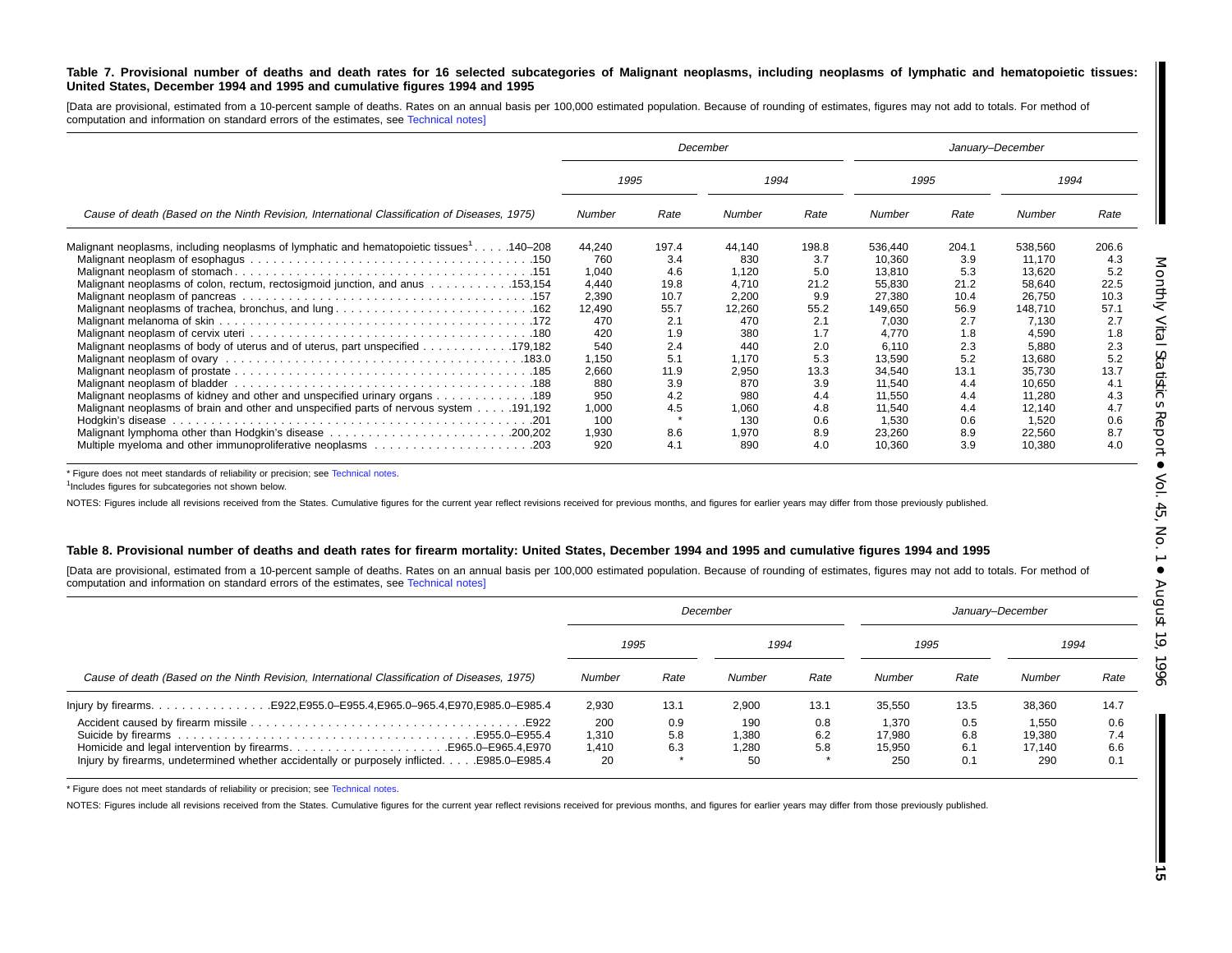**Table 7. Provisional number of deaths and death rates for 16 selected subcategories of Malignant neoplasms, including neoplasms of lymphatic and hematopoietic tissues: United States, December 1994 and 1995 and cumulative figures 1994 and 1995**

[Data are provisional, estimated from a 10-percent sample of deaths. Rates on an annual basis per 100,000 estimated population. Because of rounding of estimates, figures may not add to totals. For method of computation and information on standard errors of the estimates, see Technical notes]

| Cause of death (Based on the Ninth Revision, International Classification of Diseases, 1975) | December | | | | January–December | | | |
|---|---|---|---|---|---|---|---|---|
| | 1995 | | 1994 | | 1995 | | 1994 | |
| | Number | Rate | Number | Rate | Number | Rate | Number | Rate |
| Malignant neoplasms, including neoplasms of lymphatic and hematopoietic tissues[1] . . . . .140–208 | 44,240 | 197.4 | 44,140 | 198.8 | 536,440 | 204.1 | 538,560 | 206.6 |
| Malignant neoplasm of esophagus . . . . .150 | 760 | 3.4 | 830 | 3.7 | 10,360 | 3.9 | 11,170 | 4.3 |
| Malignant neoplasm of stomach . . . . .151 | 1,040 | 4.6 | 1,120 | 5.0 | 13,810 | 5.3 | 13,620 | 5.2 |
| Malignant neoplasms of colon, rectum, rectosigmoid junction, and anus . . . . .153,154 | 4,440 | 19.8 | 4,710 | 21.2 | 55,830 | 21.2 | 58,640 | 22.5 |
| Malignant neoplasm of pancreas . . . . .157 | 2,390 | 10.7 | 2,200 | 9.9 | 27,380 | 10.4 | 26,750 | 10.3 |
| Malignant neoplasms of trachea, bronchus, and lung . . . . .162 | 12,490 | 55.7 | 12,260 | 55.2 | 149,650 | 56.9 | 148,710 | 57.1 |
| Malignant melanoma of skin . . . . .172 | 470 | 2.1 | 470 | 2.1 | 7,030 | 2.7 | 7,130 | 2.7 |
| Malignant neoplasm of cervix uteri . . . . .180 | 420 | 1.9 | 380 | 1.7 | 4,770 | 1.8 | 4,590 | 1.8 |
| Malignant neoplasms of body of uterus and of uterus, part unspecified . . . . .179,182 | 540 | 2.4 | 440 | 2.0 | 6,110 | 2.3 | 5,880 | 2.3 |
| Malignant neoplasm of ovary . . . . .183.0 | 1,150 | 5.1 | 1,170 | 5.3 | 13,590 | 5.2 | 13,680 | 5.2 |
| Malignant neoplasm of prostate . . . . .185 | 2,660 | 11.9 | 2,950 | 13.3 | 34,540 | 13.1 | 35,730 | 13.7 |
| Malignant neoplasm of bladder . . . . .188 | 880 | 3.9 | 870 | 3.9 | 11,540 | 4.4 | 10,650 | 4.1 |
| Malignant neoplasms of kidney and other and unspecified urinary organs . . . . .189 | 950 | 4.2 | 980 | 4.4 | 11,550 | 4.4 | 11,280 | 4.3 |
| Malignant neoplasms of brain and other and unspecified parts of nervous system . . . . .191,192 | 1,000 | 4.5 | 1,060 | 4.8 | 11,540 | 4.4 | 12,140 | 4.7 |
| Hodgkin's disease . . . . .201 | 100 | * | 130 | 0.6 | 1,530 | 0.6 | 1,520 | 0.6 |
| Malignant lymphoma other than Hodgkin's disease . . . . .200,202 | 1,930 | 8.6 | 1,970 | 8.9 | 23,260 | 8.9 | 22,560 | 8.7 |
| Multiple myeloma and other immunoproliferative neoplasms . . . . .203 | 920 | 4.1 | 890 | 4.0 | 10,360 | 3.9 | 10,380 | 4.0 |

\* Figure does not meet standards of reliability or precision; see Technical notes.

[1]Includes figures for subcategories not shown below.

NOTES: Figures include all revisions received from the States. Cumulative figures for the current year reflect revisions received for previous months, and figures for earlier years may differ from those previously published.

**Table 8. Provisional number of deaths and death rates for firearm mortality: United States, December 1994 and 1995 and cumulative figures 1994 and 1995**

[Data are provisional, estimated from a 10-percent sample of deaths. Rates on an annual basis per 100,000 estimated population. Because of rounding of estimates, figures may not add to totals. For method of computation and information on standard errors of the estimates, see Technical notes]

| Cause of death (Based on the Ninth Revision, International Classification of Diseases, 1975) | December | | | | January–December | | | |
|---|---|---|---|---|---|---|---|---|
| | 1995 | | 1994 | | 1995 | | 1994 | |
| | Number | Rate | Number | Rate | Number | Rate | Number | Rate |
| Injury by firearms. . . . . .E922,E955.0–E955.4,E965.0–965.4,E970,E985.0–E985.4 | 2,930 | 13.1 | 2,900 | 13.1 | 35,550 | 13.5 | 38,360 | 14.7 |
| Accident caused by firearm missile . . . . .E922 | 200 | 0.9 | 190 | 0.8 | 1,370 | 0.5 | 1,550 | 0.6 |
| Suicide by firearms . . . . .E955.0–E955.4 | 1,310 | 5.8 | 1,380 | 6.2 | 17,980 | 6.8 | 19,380 | 7.4 |
| Homicide and legal intervention by firearms. . . . . .E965.0–E965.4,E970 | 1,410 | 6.3 | 1,280 | 5.8 | 15,950 | 6.1 | 17,140 | 6.6 |
| Injury by firearms, undetermined whether accidentally or purposely inflicted. . . . .E985.0–E985.4 | 20 | * | 50 | * | 250 | 0.1 | 290 | 0.1 |

\* Figure does not meet standards of reliability or precision; see Technical notes.

NOTES: Figures include all revisions received from the States. Cumulative figures for the current year reflect revisions received for previous months, and figures for earlier years may differ from those previously published.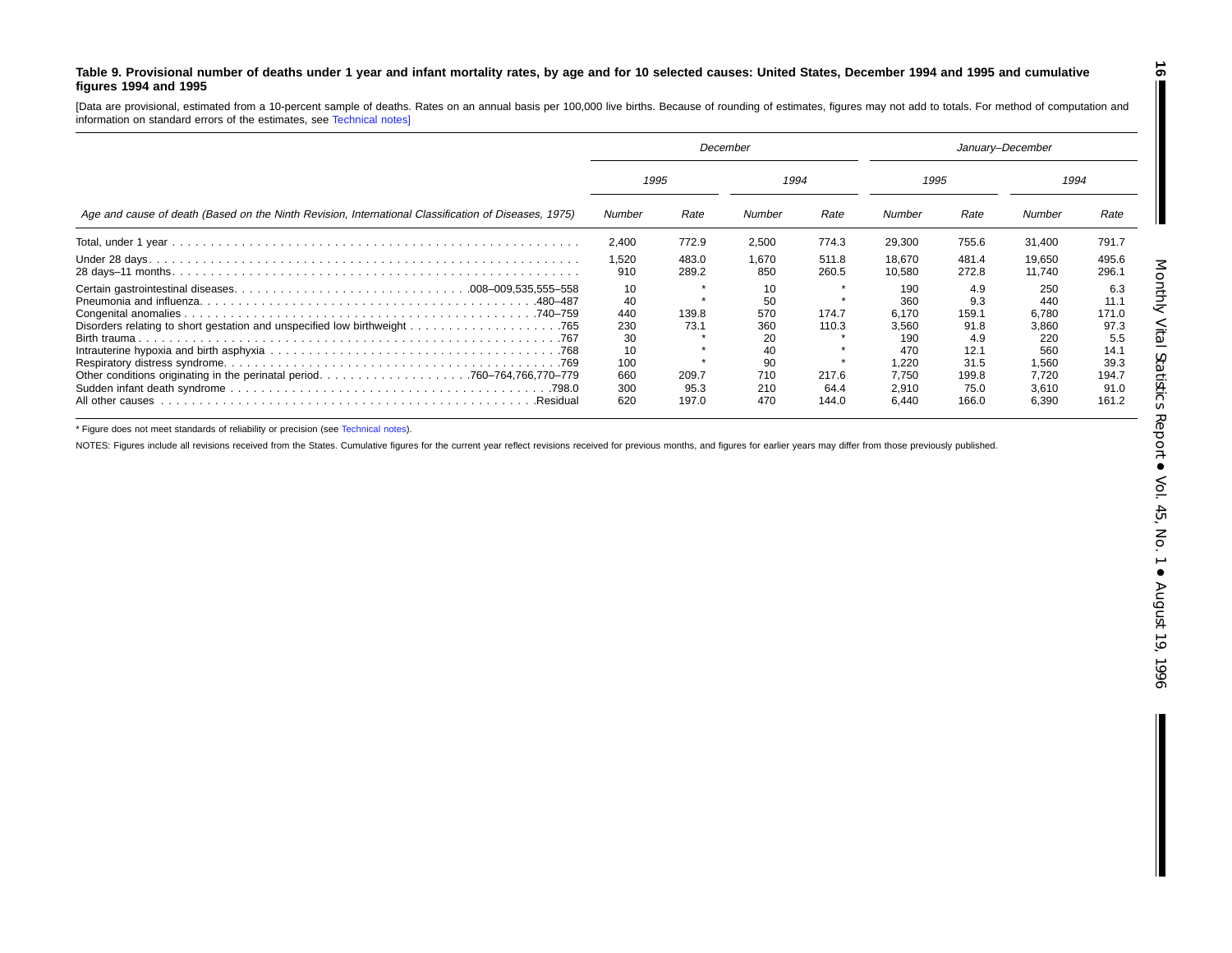**Table 9. Provisional number of deaths under 1 year and infant mortality rates, by age and for 10 selected causes: United States, December 1994 and 1995 and cumulative figures 1994 and 1995**

[Data are provisional, estimated from a 10-percent sample of deaths. Rates on an annual basis per 100,000 live births. Because of rounding of estimates, figures may not add to totals. For method of computation and information on standard errors of the estimates, see Technical notes]

| Age and cause of death (Based on the Ninth Revision, International Classification of Diseases, 1975) | December | | | | January–December | | | |
|---|---|---|---|---|---|---|---|---|
| | 1995 | | 1994 | | 1995 | | 1994 | |
| | Number | Rate | Number | Rate | Number | Rate | Number | Rate |
| Total, under 1 year | 2,400 | 772.9 | 2,500 | 774.3 | 29,300 | 755.6 | 31,400 | 791.7 |
| Under 28 days | 1,520 | 483.0 | 1,670 | 511.8 | 18,670 | 481.4 | 19,650 | 495.6 |
| 28 days–11 months | 910 | 289.2 | 850 | 260.5 | 10,580 | 272.8 | 11,740 | 296.1 |
| Certain gastrointestinal diseases .008–009,535,555–558 | 10 | * | 10 | * | 190 | 4.9 | 250 | 6.3 |
| Pneumonia and influenza .480–487 | 40 | * | 50 | * | 360 | 9.3 | 440 | 11.1 |
| Congenital anomalies .740–759 | 440 | 139.8 | 570 | 174.7 | 6,170 | 159.1 | 6,780 | 171.0 |
| Disorders relating to short gestation and unspecified low birthweight .765 | 230 | 73.1 | 360 | 110.3 | 3,560 | 91.8 | 3,860 | 97.3 |
| Birth trauma .767 | 30 | * | 20 | * | 190 | 4.9 | 220 | 5.5 |
| Intrauterine hypoxia and birth asphyxia .768 | 10 | * | 40 | * | 470 | 12.1 | 560 | 14.1 |
| Respiratory distress syndrome .769 | 100 | * | 90 | * | 1,220 | 31.5 | 1,560 | 39.3 |
| Other conditions originating in the perinatal period .760–764,766,770–779 | 660 | 209.7 | 710 | 217.6 | 7,750 | 199.8 | 7,720 | 194.7 |
| Sudden infant death syndrome .798.0 | 300 | 95.3 | 210 | 64.4 | 2,910 | 75.0 | 3,610 | 91.0 |
| All other causes .Residual | 620 | 197.0 | 470 | 144.0 | 6,440 | 166.0 | 6,390 | 161.2 |

* Figure does not meet standards of reliability or precision (see Technical notes).

NOTES: Figures include all revisions received from the States. Cumulative figures for the current year reflect revisions received for previous months, and figures for earlier years may differ from those previously published.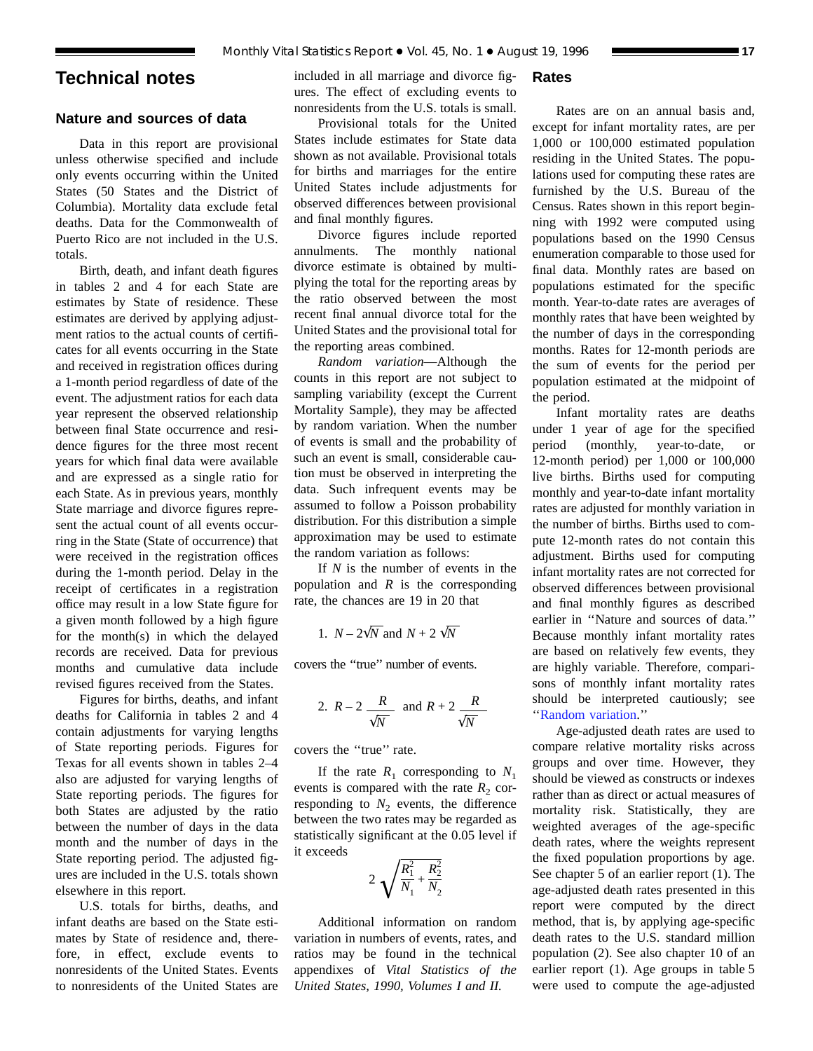# Technical notes

## Nature and sources of data

Data in this report are provisional unless otherwise specified and include only events occurring within the United States (50 States and the District of Columbia). Mortality data exclude fetal deaths. Data for the Commonwealth of Puerto Rico are not included in the U.S. totals.

Birth, death, and infant death figures in tables 2 and 4 for each State are estimates by State of residence. These estimates are derived by applying adjustment ratios to the actual counts of certificates for all events occurring in the State and received in registration offices during a 1-month period regardless of date of the event. The adjustment ratios for each data year represent the observed relationship between final State occurrence and residence figures for the three most recent years for which final data were available and are expressed as a single ratio for each State. As in previous years, monthly State marriage and divorce figures represent the actual count of all events occurring in the State (State of occurrence) that were received in the registration offices during the 1-month period. Delay in the receipt of certificates in a registration office may result in a low State figure for a given month followed by a high figure for the month(s) in which the delayed records are received. Data for previous months and cumulative data include revised figures received from the States.

Figures for births, deaths, and infant deaths for California in tables 2 and 4 contain adjustments for varying lengths of State reporting periods. Figures for Texas for all events shown in tables 2–4 also are adjusted for varying lengths of State reporting periods. The figures for both States are adjusted by the ratio between the number of days in the data month and the number of days in the State reporting period. The adjusted figures are included in the U.S. totals shown elsewhere in this report.

U.S. totals for births, deaths, and infant deaths are based on the State estimates by State of residence and, therefore, in effect, exclude events to nonresidents of the United States. Events to nonresidents of the United States are included in all marriage and divorce figures. The effect of excluding events to nonresidents from the U.S. totals is small.

Provisional totals for the United States include estimates for State data shown as not available. Provisional totals for births and marriages for the entire United States include adjustments for observed differences between provisional and final monthly figures.

Divorce figures include reported annulments. The monthly national divorce estimate is obtained by multiplying the total for the reporting areas by the ratio observed between the most recent final annual divorce total for the United States and the provisional total for the reporting areas combined.

*Random variation*—Although the counts in this report are not subject to sampling variability (except the Current Mortality Sample), they may be affected by random variation. When the number of events is small and the probability of such an event is small, considerable caution must be observed in interpreting the data. Such infrequent events may be assumed to follow a Poisson probability distribution. For this distribution a simple approximation may be used to estimate the random variation as follows:

If $N$ is the number of events in the population and $R$ is the corresponding rate, the chances are 19 in 20 that

1. $N - 2\sqrt{N}$ and $N + 2\sqrt{N}$

covers the "true" number of events.

2. $R - 2\dfrac{R}{\sqrt{N}}$ and $R + 2\dfrac{R}{\sqrt{N}}$

covers the ''true'' rate.

If the rate $R_1$ corresponding to $N_1$ events is compared with the rate $R_2$ corresponding to $N_2$ events, the difference between the two rates may be regarded as statistically significant at the 0.05 level if it exceeds

$$2\sqrt{\frac{R_1^2}{N_1} + \frac{R_2^2}{N_2}}$$

Additional information on random variation in numbers of events, rates, and ratios may be found in the technical appendixes of *Vital Statistics of the United States, 1990, Volumes I and II.*

## Rates

Rates are on an annual basis and, except for infant mortality rates, are per 1,000 or 100,000 estimated population residing in the United States. The populations used for computing these rates are furnished by the U.S. Bureau of the Census. Rates shown in this report beginning with 1992 were computed using populations based on the 1990 Census enumeration comparable to those used for final data. Monthly rates are based on populations estimated for the specific month. Year-to-date rates are averages of monthly rates that have been weighted by the number of days in the corresponding months. Rates for 12-month periods are the sum of events for the period per population estimated at the midpoint of the period.

Infant mortality rates are deaths under 1 year of age for the specified period (monthly, year-to-date, or 12-month period) per 1,000 or 100,000 live births. Births used for computing monthly and year-to-date infant mortality rates are adjusted for monthly variation in the number of births. Births used to compute 12-month rates do not contain this adjustment. Births used for computing infant mortality rates are not corrected for observed differences between provisional and final monthly figures as described earlier in ''Nature and sources of data.'' Because monthly infant mortality rates are based on relatively few events, they are highly variable. Therefore, comparisons of monthly infant mortality rates should be interpreted cautiously; see ''Random variation.''

Age-adjusted death rates are used to compare relative mortality risks across groups and over time. However, they should be viewed as constructs or indexes rather than as direct or actual measures of mortality risk. Statistically, they are weighted averages of the age-specific death rates, where the weights represent the fixed population proportions by age. See chapter 5 of an earlier report (1). The age-adjusted death rates presented in this report were computed by the direct method, that is, by applying age-specific death rates to the U.S. standard million population (2). See also chapter 10 of an earlier report (1). Age groups in table 5 were used to compute the age-adjusted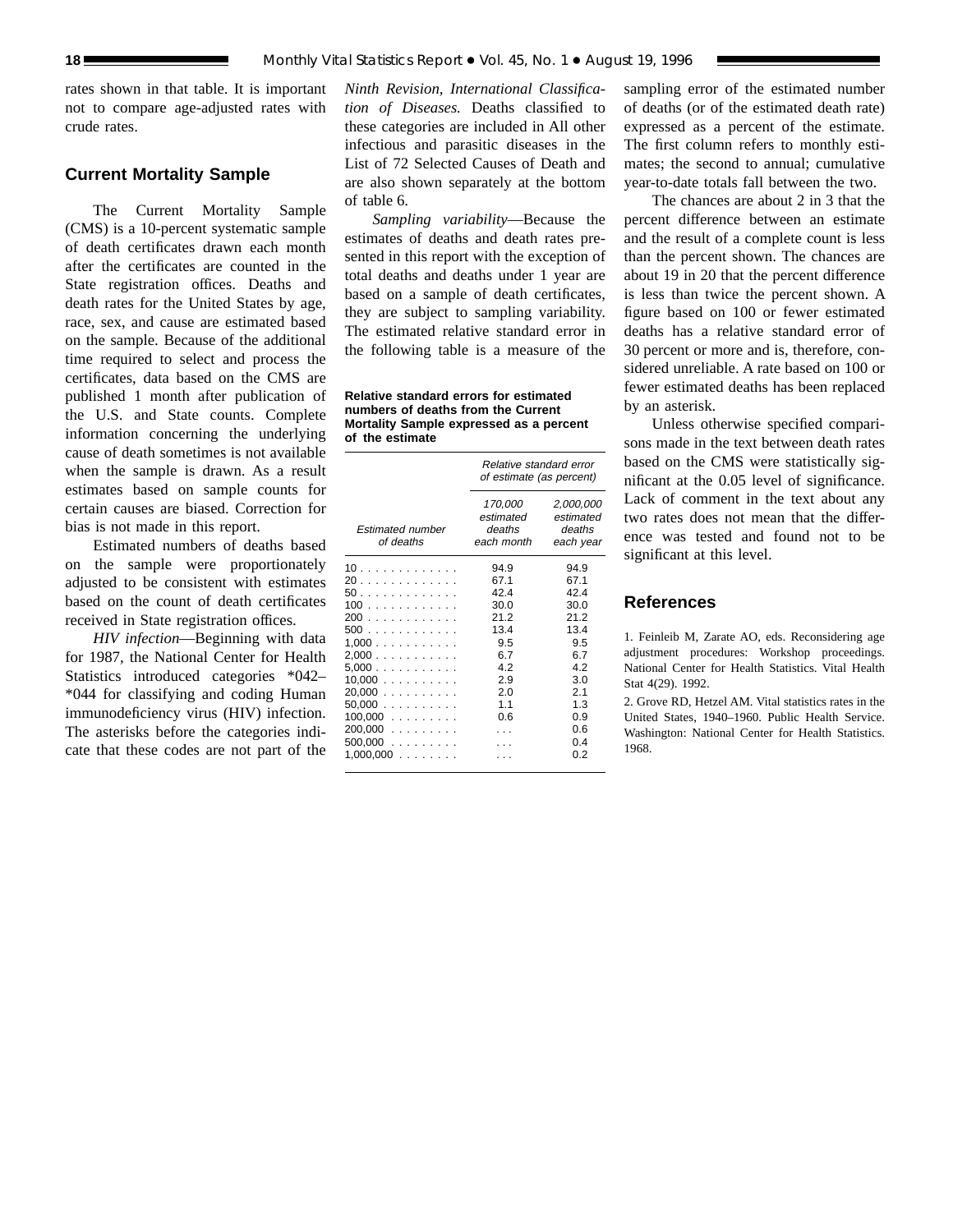rates shown in that table. It is important not to compare age-adjusted rates with crude rates.

## Current Mortality Sample

The Current Mortality Sample (CMS) is a 10-percent systematic sample of death certificates drawn each month after the certificates are counted in the State registration offices. Deaths and death rates for the United States by age, race, sex, and cause are estimated based on the sample. Because of the additional time required to select and process the certificates, data based on the CMS are published 1 month after publication of the U.S. and State counts. Complete information concerning the underlying cause of death sometimes is not available when the sample is drawn. As a result estimates based on sample counts for certain causes are biased. Correction for bias is not made in this report.

Estimated numbers of deaths based on the sample were proportionately adjusted to be consistent with estimates based on the count of death certificates received in State registration offices.

*HIV infection*—Beginning with data for 1987, the National Center for Health Statistics introduced categories *042–*044 for classifying and coding Human immunodeficiency virus (HIV) infection. The asterisks before the categories indicate that these codes are not part of the *Ninth Revision, International Classification of Diseases.* Deaths classified to these categories are included in All other infectious and parasitic diseases in the List of 72 Selected Causes of Death and are also shown separately at the bottom of table 6.

*Sampling variability*—Because the estimates of deaths and death rates presented in this report with the exception of total deaths and deaths under 1 year are based on a sample of death certificates, they are subject to sampling variability. The estimated relative standard error in the following table is a measure of the sampling error of the estimated number of deaths (or of the estimated death rate) expressed as a percent of the estimate. The first column refers to monthly estimates; the second to annual; cumulative year-to-date totals fall between the two.

**Relative standard errors for estimated numbers of deaths from the Current Mortality Sample expressed as a percent of the estimate**

| Estimated number of deaths | Relative standard error of estimate (as percent) | |
|---|---|---|
| | 170,000 estimated deaths each month | 2,000,000 estimated deaths each year |
| 10 | 94.9 | 94.9 |
| 20 | 67.1 | 67.1 |
| 50 | 42.4 | 42.4 |
| 100 | 30.0 | 30.0 |
| 200 | 21.2 | 21.2 |
| 500 | 13.4 | 13.4 |
| 1,000 | 9.5 | 9.5 |
| 2,000 | 6.7 | 6.7 |
| 5,000 | 4.2 | 4.2 |
| 10,000 | 2.9 | 3.0 |
| 20,000 | 2.0 | 2.1 |
| 50,000 | 1.1 | 1.3 |
| 100,000 | 0.6 | 0.9 |
| 200,000 | . . . | 0.6 |
| 500,000 | . . . | 0.4 |
| 1,000,000 | . . . | 0.2 |

The chances are about 2 in 3 that the percent difference between an estimate and the result of a complete count is less than the percent shown. The chances are about 19 in 20 that the percent difference is less than twice the percent shown. A figure based on 100 or fewer estimated deaths has a relative standard error of 30 percent or more and is, therefore, considered unreliable. A rate based on 100 or fewer estimated deaths has been replaced by an asterisk.

Unless otherwise specified comparisons made in the text between death rates based on the CMS were statistically significant at the 0.05 level of significance. Lack of comment in the text about any two rates does not mean that the difference was tested and found not to be significant at this level.

## References

1. Feinleib M, Zarate AO, eds. Reconsidering age adjustment procedures: Workshop proceedings. National Center for Health Statistics. Vital Health Stat 4(29). 1992.

2. Grove RD, Hetzel AM. Vital statistics rates in the United States, 1940–1960. Public Health Service. Washington: National Center for Health Statistics. 1968.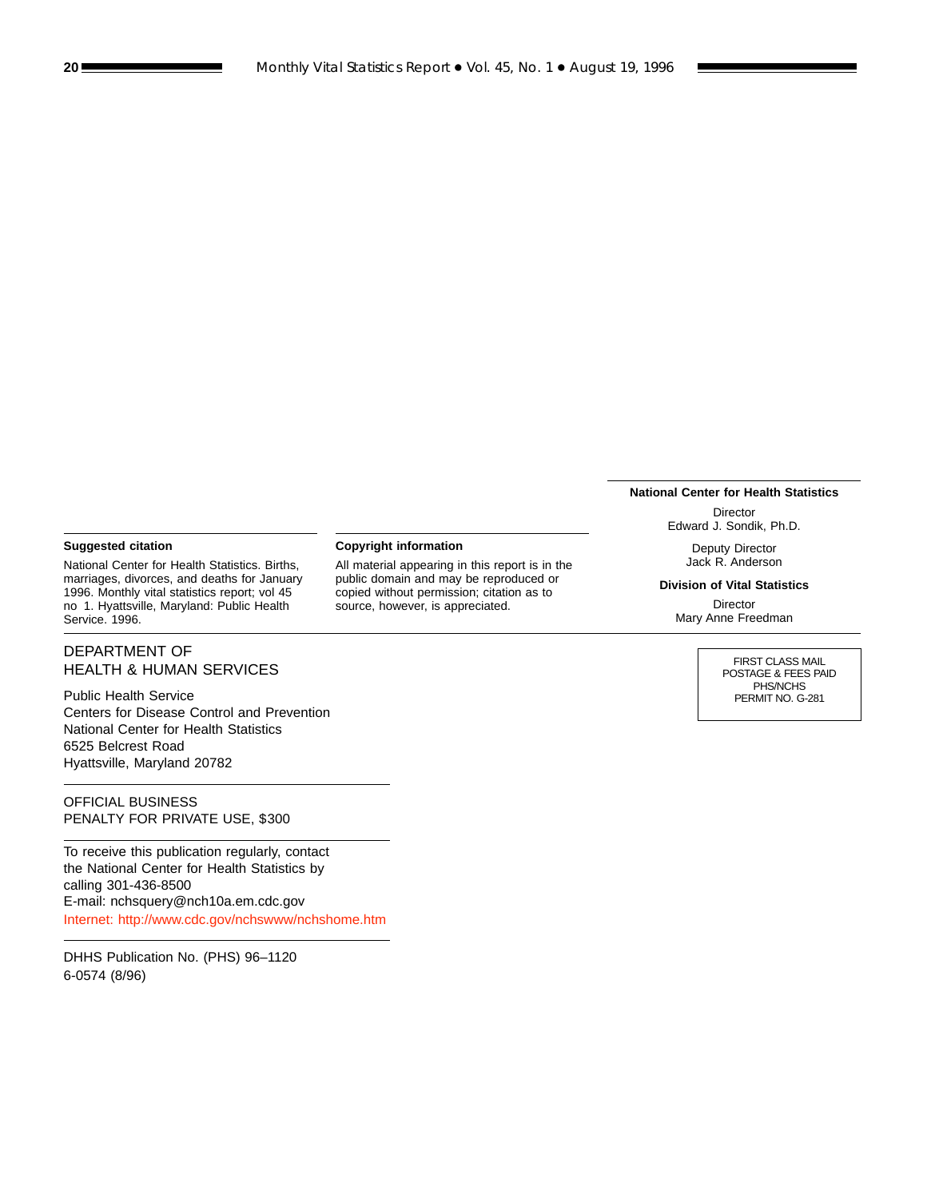**National Center for Health Statistics**

Director
Edward J. Sondik, Ph.D.

Deputy Director
Jack R. Anderson

**Division of Vital Statistics**

Director
Mary Anne Freedman

**Suggested citation**

National Center for Health Statistics. Births, marriages, divorces, and deaths for January 1996. Monthly vital statistics report; vol 45 no 1. Hyattsville, Maryland: Public Health Service. 1996.

**Copyright information**

All material appearing in this report is in the public domain and may be reproduced or copied without permission; citation as to source, however, is appreciated.

DEPARTMENT OF
HEALTH & HUMAN SERVICES

Public Health Service
Centers for Disease Control and Prevention
National Center for Health Statistics
6525 Belcrest Road
Hyattsville, Maryland 20782

FIRST CLASS MAIL
POSTAGE & FEES PAID
PHS/NCHS
PERMIT NO. G-281

OFFICIAL BUSINESS
PENALTY FOR PRIVATE USE, $300

To receive this publication regularly, contact the National Center for Health Statistics by calling 301-436-8500
E-mail: nchsquery@nch10a.em.cdc.gov
Internet: http://www.cdc.gov/nchswww/nchshome.htm

DHHS Publication No. (PHS) 96–1120
6-0574 (8/96)